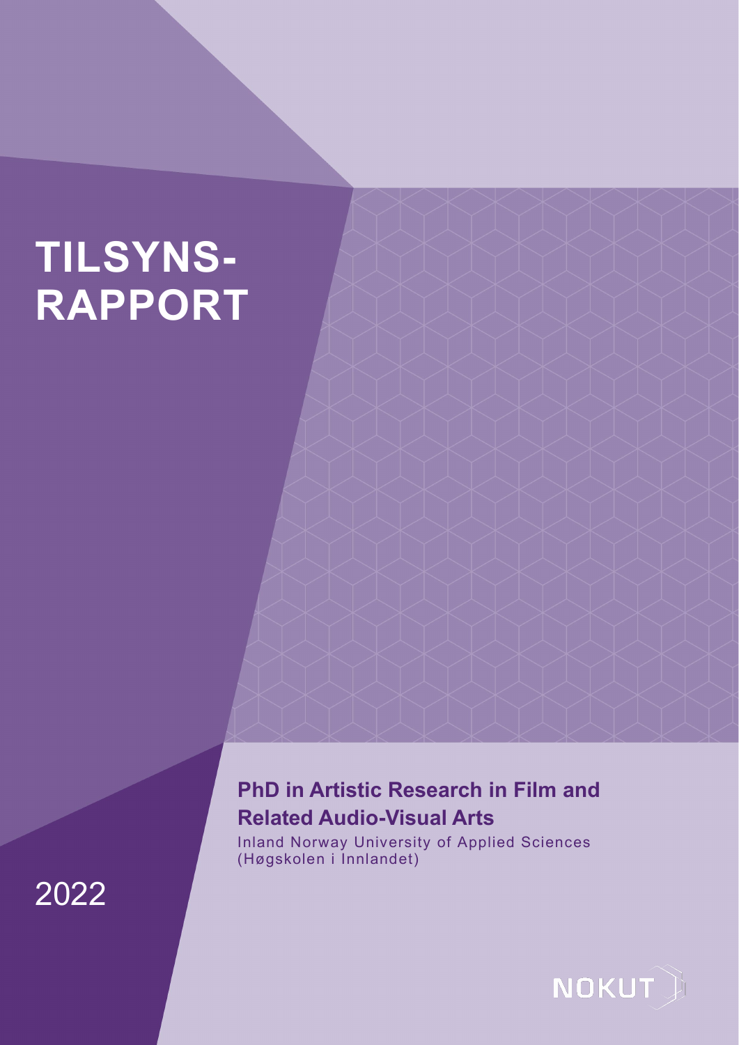# TILSYNS-RAPPORT

## PhD in Artistic Research in Film and Related Audio-Visual Arts

Inland Norway University of Applied Sciences (Høgskolen i Innlandet)

2022

NOKUT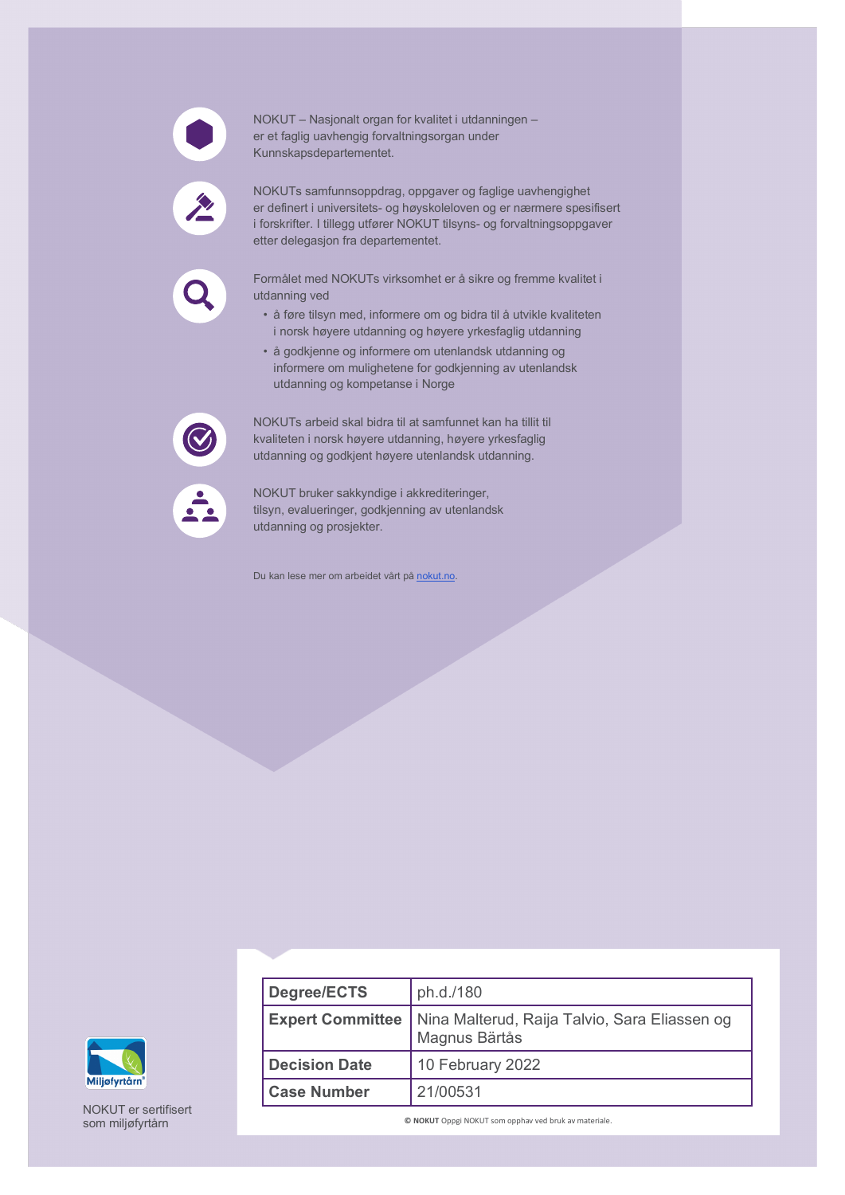NOKUT – Nasjonalt organ for kvalitet i utdanningen – er et faglig uavhengig forvaltningsorgan under Kunnskapsdepartementet.

NOKUTs samfunnsoppdrag, oppgaver og faglige uavhengighet er definert i universitets- og høyskoleloven og er nærmere spesifisert i forskrifter. I tillegg utfører NOKUT tilsyns- og forvaltningsoppgaver etter delegasjon fra departementet.

Formålet med NOKUTs virksomhet er å sikre og fremme kvalitet i utdanning ved

- å føre tilsyn med, informere om og bidra til å utvikle kvaliteten i norsk høyere utdanning og høyere yrkesfaglig utdanning
- å godkjenne og informere om utenlandsk utdanning og informere om mulighetene for godkjenning av utenlandsk utdanning og kompetanse i Norge

NOKUTs arbeid skal bidra til at samfunnet kan ha tillit til kvaliteten i norsk høyere utdanning, høyere yrkesfaglig utdanning og godkjent høyere utenlandsk utdanning.

NOKUT bruker sakkyndige i akkrediteringer, tilsyn, evalueringer, godkjenning av utenlandsk utdanning og prosjekter.

Du kan lese mer om arbeidet vårt på nokut.no.

| Degree/ECTS | ph.d./180 |
|---|---|
| Expert Committee | Nina Malterud, Raija Talvio, Sara Eliassen og Magnus Bärtås |
| Decision Date | 10 February 2022 |
| Case Number | 21/00531 |

© NOKUT Oppgi NOKUT som opphav ved bruk av materiale.

NOKUT er sertifisert som miljøfyrtårn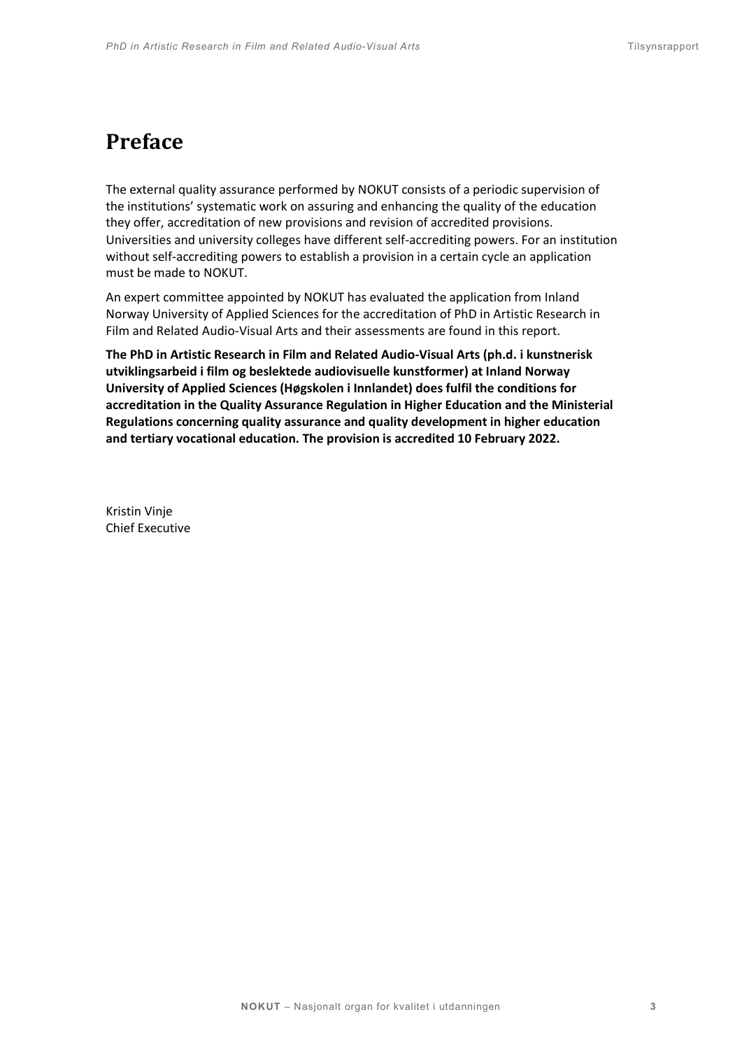# Preface

The external quality assurance performed by NOKUT consists of a periodic supervision of the institutions' systematic work on assuring and enhancing the quality of the education they offer, accreditation of new provisions and revision of accredited provisions. Universities and university colleges have different self-accrediting powers. For an institution without self-accrediting powers to establish a provision in a certain cycle an application must be made to NOKUT.

An expert committee appointed by NOKUT has evaluated the application from Inland Norway University of Applied Sciences for the accreditation of PhD in Artistic Research in Film and Related Audio-Visual Arts and their assessments are found in this report.

**The PhD in Artistic Research in Film and Related Audio-Visual Arts (ph.d. i kunstnerisk utviklingsarbeid i film og beslektede audiovisuelle kunstformer) at Inland Norway University of Applied Sciences (Høgskolen i Innlandet) does fulfil the conditions for accreditation in the Quality Assurance Regulation in Higher Education and the Ministerial Regulations concerning quality assurance and quality development in higher education and tertiary vocational education. The provision is accredited 10 February 2022.**

Kristin Vinje
Chief Executive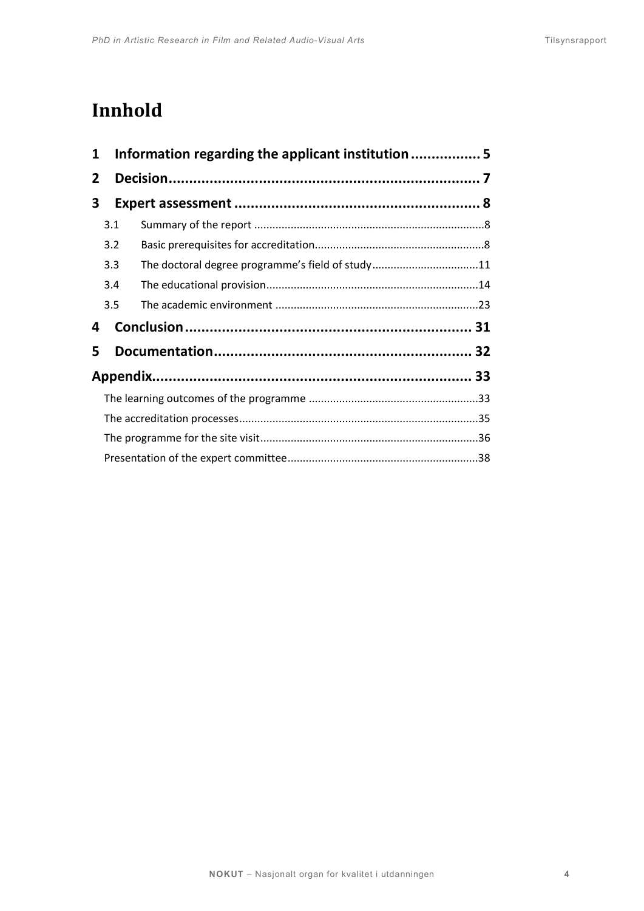# Innhold

**1 Information regarding the applicant institution ................ 5**

**2 Decision............................................................................ 7**

**3 Expert assessment ............................................................ 8**

- 3.1 Summary of the report ............................................................................8
- 3.2 Basic prerequisites for accreditation.......................................................8
- 3.3 The doctoral degree programme's field of study...................................11
- 3.4 The educational provision.....................................................................14
- 3.5 The academic environment ..................................................................23

**4 Conclusion...................................................................... 31**

**5 Documentation............................................................... 32**

**Appendix.............................................................................. 33**

- The learning outcomes of the programme ........................................................33
- The accreditation processes..............................................................................35
- The programme for the site visit.......................................................................36
- Presentation of the expert committee..............................................................38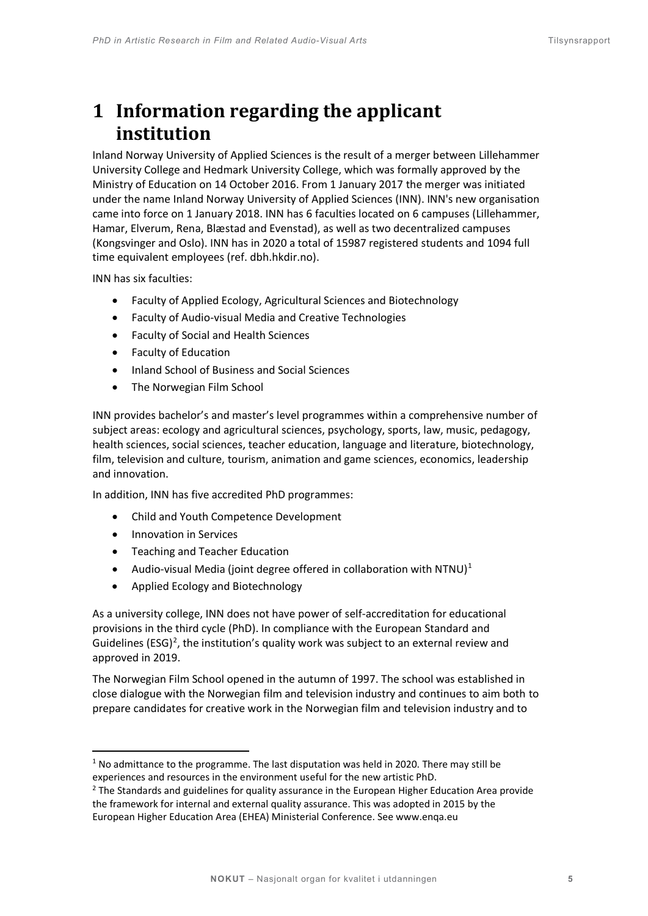# 1 Information regarding the applicant institution

Inland Norway University of Applied Sciences is the result of a merger between Lillehammer University College and Hedmark University College, which was formally approved by the Ministry of Education on 14 October 2016. From 1 January 2017 the merger was initiated under the name Inland Norway University of Applied Sciences (INN). INN's new organisation came into force on 1 January 2018. INN has 6 faculties located on 6 campuses (Lillehammer, Hamar, Elverum, Rena, Blæstad and Evenstad), as well as two decentralized campuses (Kongsvinger and Oslo). INN has in 2020 a total of 15987 registered students and 1094 full time equivalent employees (ref. dbh.hkdir.no).

INN has six faculties:

- Faculty of Applied Ecology, Agricultural Sciences and Biotechnology
- Faculty of Audio-visual Media and Creative Technologies
- Faculty of Social and Health Sciences
- Faculty of Education
- Inland School of Business and Social Sciences
- The Norwegian Film School

INN provides bachelor's and master's level programmes within a comprehensive number of subject areas: ecology and agricultural sciences, psychology, sports, law, music, pedagogy, health sciences, social sciences, teacher education, language and literature, biotechnology, film, television and culture, tourism, animation and game sciences, economics, leadership and innovation.

In addition, INN has five accredited PhD programmes:

- Child and Youth Competence Development
- Innovation in Services
- Teaching and Teacher Education
- Audio-visual Media (joint degree offered in collaboration with NTNU)[1]
- Applied Ecology and Biotechnology

As a university college, INN does not have power of self-accreditation for educational provisions in the third cycle (PhD). In compliance with the European Standard and Guidelines (ESG)[2], the institution's quality work was subject to an external review and approved in 2019.

The Norwegian Film School opened in the autumn of 1997. The school was established in close dialogue with the Norwegian film and television industry and continues to aim both to prepare candidates for creative work in the Norwegian film and television industry and to

---

[1] No admittance to the programme. The last disputation was held in 2020. There may still be experiences and resources in the environment useful for the new artistic PhD.

[2] The Standards and guidelines for quality assurance in the European Higher Education Area provide the framework for internal and external quality assurance. This was adopted in 2015 by the European Higher Education Area (EHEA) Ministerial Conference. See www.enqa.eu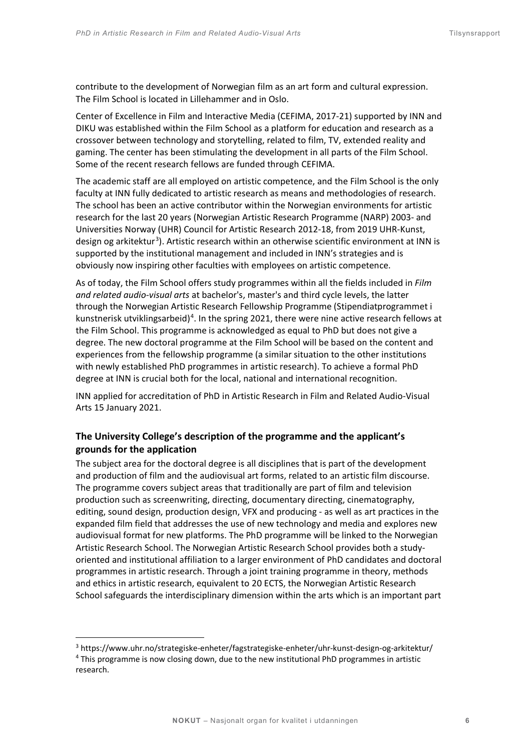contribute to the development of Norwegian film as an art form and cultural expression. The Film School is located in Lillehammer and in Oslo.

Center of Excellence in Film and Interactive Media (CEFIMA, 2017-21) supported by INN and DIKU was established within the Film School as a platform for education and research as a crossover between technology and storytelling, related to film, TV, extended reality and gaming. The center has been stimulating the development in all parts of the Film School. Some of the recent research fellows are funded through CEFIMA.

The academic staff are all employed on artistic competence, and the Film School is the only faculty at INN fully dedicated to artistic research as means and methodologies of research. The school has been an active contributor within the Norwegian environments for artistic research for the last 20 years (Norwegian Artistic Research Programme (NARP) 2003- and Universities Norway (UHR) Council for Artistic Research 2012-18, from 2019 UHR-Kunst, design og arkitektur[3]). Artistic research within an otherwise scientific environment at INN is supported by the institutional management and included in INN's strategies and is obviously now inspiring other faculties with employees on artistic competence.

As of today, the Film School offers study programmes within all the fields included in *Film and related audio-visual arts* at bachelor's, master's and third cycle levels, the latter through the Norwegian Artistic Research Fellowship Programme (Stipendiatprogrammet i kunstnerisk utviklingsarbeid)[4]. In the spring 2021, there were nine active research fellows at the Film School. This programme is acknowledged as equal to PhD but does not give a degree. The new doctoral programme at the Film School will be based on the content and experiences from the fellowship programme (a similar situation to the other institutions with newly established PhD programmes in artistic research). To achieve a formal PhD degree at INN is crucial both for the local, national and international recognition.

INN applied for accreditation of PhD in Artistic Research in Film and Related Audio-Visual Arts 15 January 2021.

### The University College's description of the programme and the applicant's grounds for the application

The subject area for the doctoral degree is all disciplines that is part of the development and production of film and the audiovisual art forms, related to an artistic film discourse. The programme covers subject areas that traditionally are part of film and television production such as screenwriting, directing, documentary directing, cinematography, editing, sound design, production design, VFX and producing - as well as art practices in the expanded film field that addresses the use of new technology and media and explores new audiovisual format for new platforms. The PhD programme will be linked to the Norwegian Artistic Research School. The Norwegian Artistic Research School provides both a study-oriented and institutional affiliation to a larger environment of PhD candidates and doctoral programmes in artistic research. Through a joint training programme in theory, methods and ethics in artistic research, equivalent to 20 ECTS, the Norwegian Artistic Research School safeguards the interdisciplinary dimension within the arts which is an important part

[3] https://www.uhr.no/strategiske-enheter/fagstrategiske-enheter/uhr-kunst-design-og-arkitektur/

[4] This programme is now closing down, due to the new institutional PhD programmes in artistic research.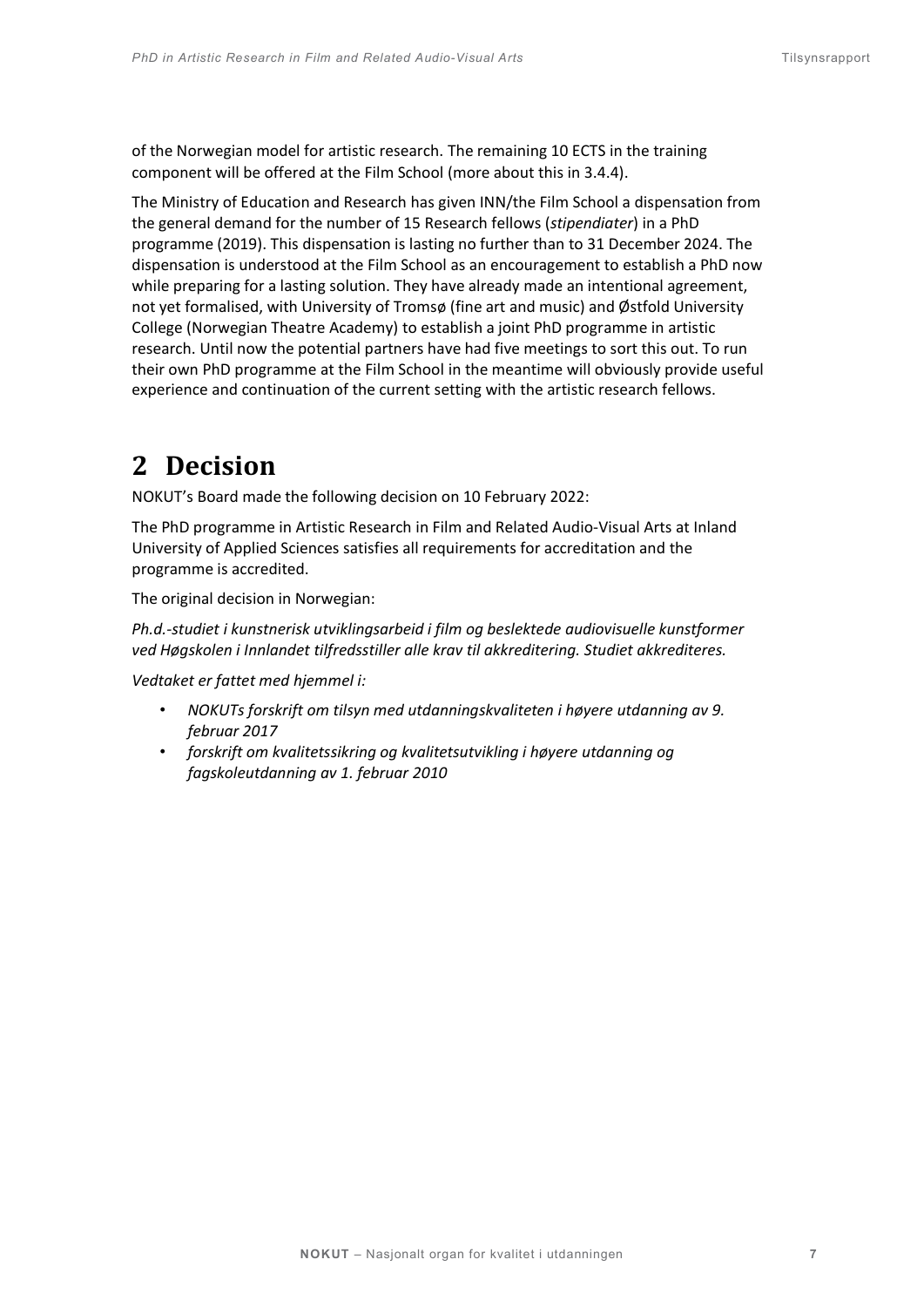of the Norwegian model for artistic research. The remaining 10 ECTS in the training component will be offered at the Film School (more about this in 3.4.4).

The Ministry of Education and Research has given INN/the Film School a dispensation from the general demand for the number of 15 Research fellows (*stipendiater*) in a PhD programme (2019). This dispensation is lasting no further than to 31 December 2024. The dispensation is understood at the Film School as an encouragement to establish a PhD now while preparing for a lasting solution. They have already made an intentional agreement, not yet formalised, with University of Tromsø (fine art and music) and Østfold University College (Norwegian Theatre Academy) to establish a joint PhD programme in artistic research. Until now the potential partners have had five meetings to sort this out. To run their own PhD programme at the Film School in the meantime will obviously provide useful experience and continuation of the current setting with the artistic research fellows.

# 2 Decision

NOKUT's Board made the following decision on 10 February 2022:

The PhD programme in Artistic Research in Film and Related Audio-Visual Arts at Inland University of Applied Sciences satisfies all requirements for accreditation and the programme is accredited.

The original decision in Norwegian:

*Ph.d.-studiet i kunstnerisk utviklingsarbeid i film og beslektede audiovisuelle kunstformer ved Høgskolen i Innlandet tilfredsstiller alle krav til akkreditering. Studiet akkrediteres.*

*Vedtaket er fattet med hjemmel i:*

- *NOKUTs forskrift om tilsyn med utdanningskvaliteten i høyere utdanning av 9. februar 2017*
- *forskrift om kvalitetssikring og kvalitetsutvikling i høyere utdanning og fagskoleutdanning av 1. februar 2010*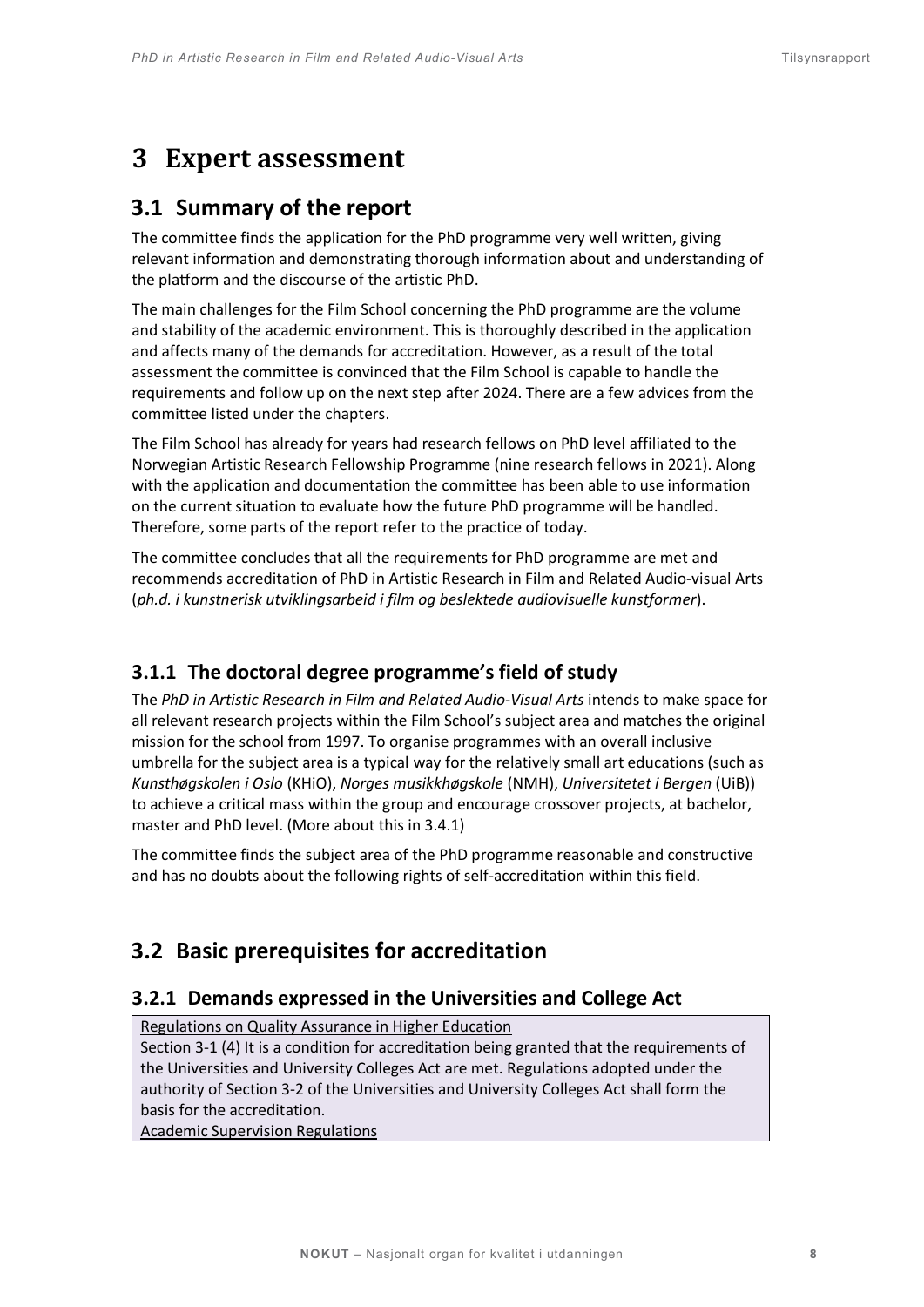# 3 Expert assessment

## 3.1 Summary of the report

The committee finds the application for the PhD programme very well written, giving relevant information and demonstrating thorough information about and understanding of the platform and the discourse of the artistic PhD.

The main challenges for the Film School concerning the PhD programme are the volume and stability of the academic environment. This is thoroughly described in the application and affects many of the demands for accreditation. However, as a result of the total assessment the committee is convinced that the Film School is capable to handle the requirements and follow up on the next step after 2024. There are a few advices from the committee listed under the chapters.

The Film School has already for years had research fellows on PhD level affiliated to the Norwegian Artistic Research Fellowship Programme (nine research fellows in 2021). Along with the application and documentation the committee has been able to use information on the current situation to evaluate how the future PhD programme will be handled. Therefore, some parts of the report refer to the practice of today.

The committee concludes that all the requirements for PhD programme are met and recommends accreditation of PhD in Artistic Research in Film and Related Audio-visual Arts (*ph.d. i kunstnerisk utviklingsarbeid i film og beslektede audiovisuelle kunstformer*).

### 3.1.1 The doctoral degree programme's field of study

The *PhD in Artistic Research in Film and Related Audio-Visual Arts* intends to make space for all relevant research projects within the Film School's subject area and matches the original mission for the school from 1997. To organise programmes with an overall inclusive umbrella for the subject area is a typical way for the relatively small art educations (such as *Kunsthøgskolen i Oslo* (KHiO), *Norges musikkhøgskole* (NMH), *Universitetet i Bergen* (UiB)) to achieve a critical mass within the group and encourage crossover projects, at bachelor, master and PhD level. (More about this in 3.4.1)

The committee finds the subject area of the PhD programme reasonable and constructive and has no doubts about the following rights of self-accreditation within this field.

## 3.2 Basic prerequisites for accreditation

### 3.2.1 Demands expressed in the Universities and College Act

Regulations on Quality Assurance in Higher Education

Section 3-1 (4) It is a condition for accreditation being granted that the requirements of the Universities and University Colleges Act are met. Regulations adopted under the authority of Section 3-2 of the Universities and University Colleges Act shall form the basis for the accreditation.

Academic Supervision Regulations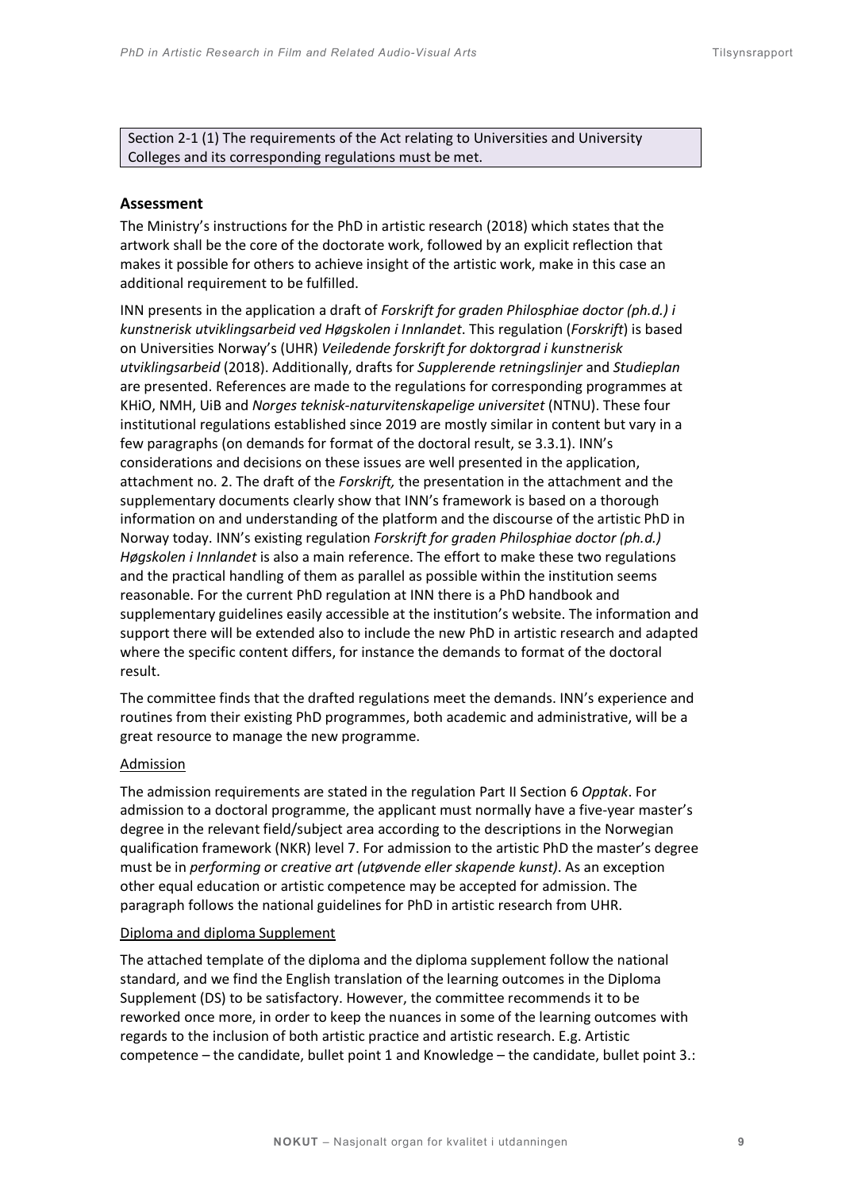Section 2-1 (1) The requirements of the Act relating to Universities and University Colleges and its corresponding regulations must be met.

### Assessment

The Ministry's instructions for the PhD in artistic research (2018) which states that the artwork shall be the core of the doctorate work, followed by an explicit reflection that makes it possible for others to achieve insight of the artistic work, make in this case an additional requirement to be fulfilled.

INN presents in the application a draft of *Forskrift for graden Philosphiae doctor (ph.d.) i kunstnerisk utviklingsarbeid ved Høgskolen i Innlandet*. This regulation (*Forskrift*) is based on Universities Norway's (UHR) *Veiledende forskrift for doktorgrad i kunstnerisk utviklingsarbeid* (2018). Additionally, drafts for *Supplerende retningslinjer* and *Studieplan* are presented. References are made to the regulations for corresponding programmes at KHiO, NMH, UiB and *Norges teknisk-naturvitenskapelige universitet* (NTNU). These four institutional regulations established since 2019 are mostly similar in content but vary in a few paragraphs (on demands for format of the doctoral result, se 3.3.1). INN's considerations and decisions on these issues are well presented in the application, attachment no. 2. The draft of the *Forskrift,* the presentation in the attachment and the supplementary documents clearly show that INN's framework is based on a thorough information on and understanding of the platform and the discourse of the artistic PhD in Norway today. INN's existing regulation *Forskrift for graden Philosphiae doctor (ph.d.) Høgskolen i Innlandet* is also a main reference. The effort to make these two regulations and the practical handling of them as parallel as possible within the institution seems reasonable. For the current PhD regulation at INN there is a PhD handbook and supplementary guidelines easily accessible at the institution's website. The information and support there will be extended also to include the new PhD in artistic research and adapted where the specific content differs, for instance the demands to format of the doctoral result.

The committee finds that the drafted regulations meet the demands. INN's experience and routines from their existing PhD programmes, both academic and administrative, will be a great resource to manage the new programme.

Admission

The admission requirements are stated in the regulation Part II Section 6 *Opptak*. For admission to a doctoral programme, the applicant must normally have a five-year master's degree in the relevant field/subject area according to the descriptions in the Norwegian qualification framework (NKR) level 7. For admission to the artistic PhD the master's degree must be in *performing* or *creative art (utøvende eller skapende kunst)*. As an exception other equal education or artistic competence may be accepted for admission. The paragraph follows the national guidelines for PhD in artistic research from UHR.

Diploma and diploma Supplement

The attached template of the diploma and the diploma supplement follow the national standard, and we find the English translation of the learning outcomes in the Diploma Supplement (DS) to be satisfactory. However, the committee recommends it to be reworked once more, in order to keep the nuances in some of the learning outcomes with regards to the inclusion of both artistic practice and artistic research. E.g. Artistic competence – the candidate, bullet point 1 and Knowledge – the candidate, bullet point 3.: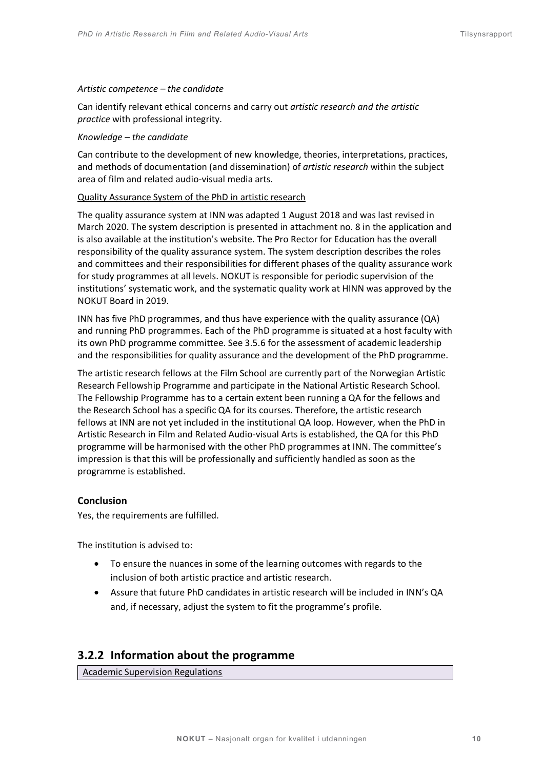*Artistic competence – the candidate*

Can identify relevant ethical concerns and carry out *artistic research and the artistic practice* with professional integrity.

*Knowledge – the candidate*

Can contribute to the development of new knowledge, theories, interpretations, practices, and methods of documentation (and dissemination) of *artistic research* within the subject area of film and related audio-visual media arts.

Quality Assurance System of the PhD in artistic research

The quality assurance system at INN was adapted 1 August 2018 and was last revised in March 2020. The system description is presented in attachment no. 8 in the application and is also available at the institution's website. The Pro Rector for Education has the overall responsibility of the quality assurance system. The system description describes the roles and committees and their responsibilities for different phases of the quality assurance work for study programmes at all levels. NOKUT is responsible for periodic supervision of the institutions' systematic work, and the systematic quality work at HINN was approved by the NOKUT Board in 2019.

INN has five PhD programmes, and thus have experience with the quality assurance (QA) and running PhD programmes. Each of the PhD programme is situated at a host faculty with its own PhD programme committee. See 3.5.6 for the assessment of academic leadership and the responsibilities for quality assurance and the development of the PhD programme.

The artistic research fellows at the Film School are currently part of the Norwegian Artistic Research Fellowship Programme and participate in the National Artistic Research School. The Fellowship Programme has to a certain extent been running a QA for the fellows and the Research School has a specific QA for its courses. Therefore, the artistic research fellows at INN are not yet included in the institutional QA loop. However, when the PhD in Artistic Research in Film and Related Audio-visual Arts is established, the QA for this PhD programme will be harmonised with the other PhD programmes at INN. The committee's impression is that this will be professionally and sufficiently handled as soon as the programme is established.

**Conclusion**

Yes, the requirements are fulfilled.

The institution is advised to:

- To ensure the nuances in some of the learning outcomes with regards to the inclusion of both artistic practice and artistic research.
- Assure that future PhD candidates in artistic research will be included in INN's QA and, if necessary, adjust the system to fit the programme's profile.

## 3.2.2 Information about the programme

Academic Supervision Regulations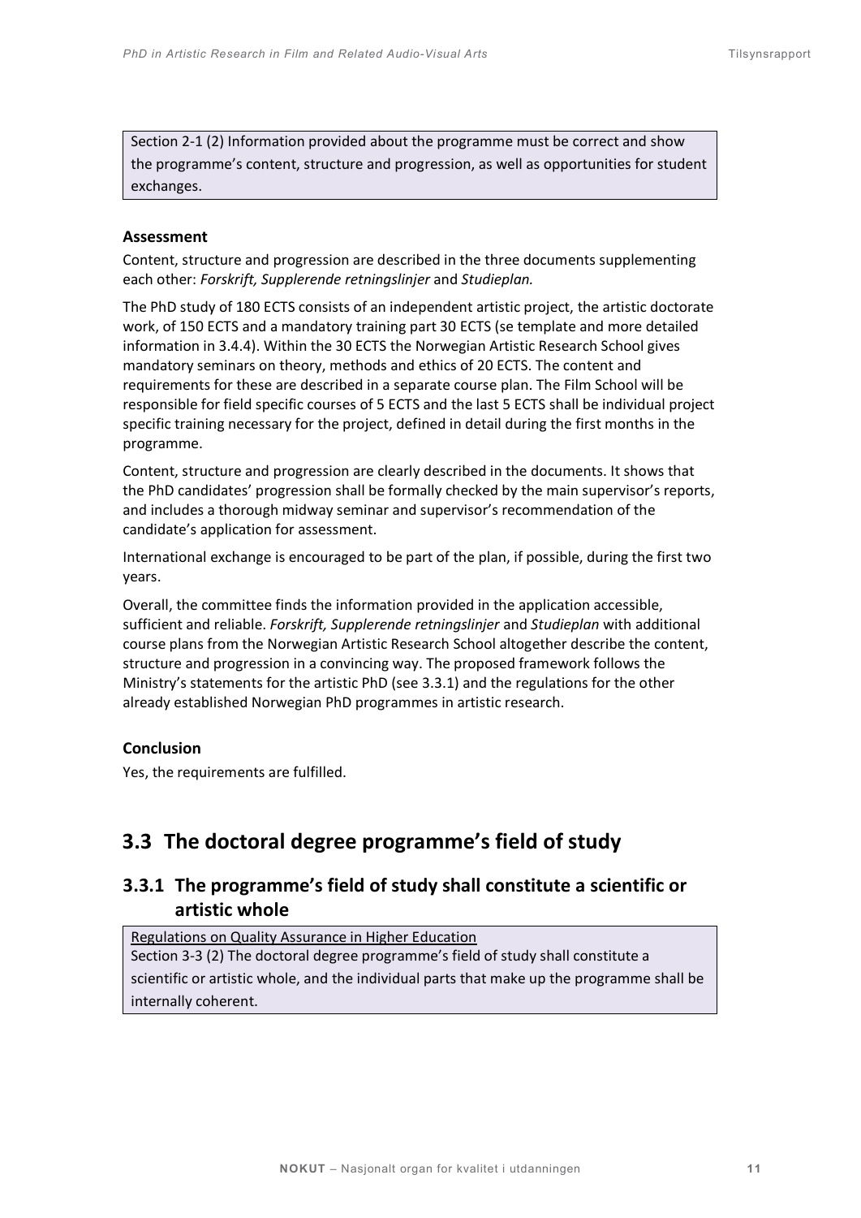Section 2-1 (2) Information provided about the programme must be correct and show the programme's content, structure and progression, as well as opportunities for student exchanges.

**Assessment**

Content, structure and progression are described in the three documents supplementing each other: *Forskrift, Supplerende retningslinjer* and *Studieplan.*

The PhD study of 180 ECTS consists of an independent artistic project, the artistic doctorate work, of 150 ECTS and a mandatory training part 30 ECTS (se template and more detailed information in 3.4.4). Within the 30 ECTS the Norwegian Artistic Research School gives mandatory seminars on theory, methods and ethics of 20 ECTS. The content and requirements for these are described in a separate course plan. The Film School will be responsible for field specific courses of 5 ECTS and the last 5 ECTS shall be individual project specific training necessary for the project, defined in detail during the first months in the programme.

Content, structure and progression are clearly described in the documents. It shows that the PhD candidates' progression shall be formally checked by the main supervisor's reports, and includes a thorough midway seminar and supervisor's recommendation of the candidate's application for assessment.

International exchange is encouraged to be part of the plan, if possible, during the first two years.

Overall, the committee finds the information provided in the application accessible, sufficient and reliable. *Forskrift, Supplerende retningslinjer* and *Studieplan* with additional course plans from the Norwegian Artistic Research School altogether describe the content, structure and progression in a convincing way. The proposed framework follows the Ministry's statements for the artistic PhD (see 3.3.1) and the regulations for the other already established Norwegian PhD programmes in artistic research.

**Conclusion**

Yes, the requirements are fulfilled.

## 3.3 The doctoral degree programme's field of study

### 3.3.1 The programme's field of study shall constitute a scientific or artistic whole

Regulations on Quality Assurance in Higher Education
Section 3-3 (2) The doctoral degree programme's field of study shall constitute a scientific or artistic whole, and the individual parts that make up the programme shall be internally coherent.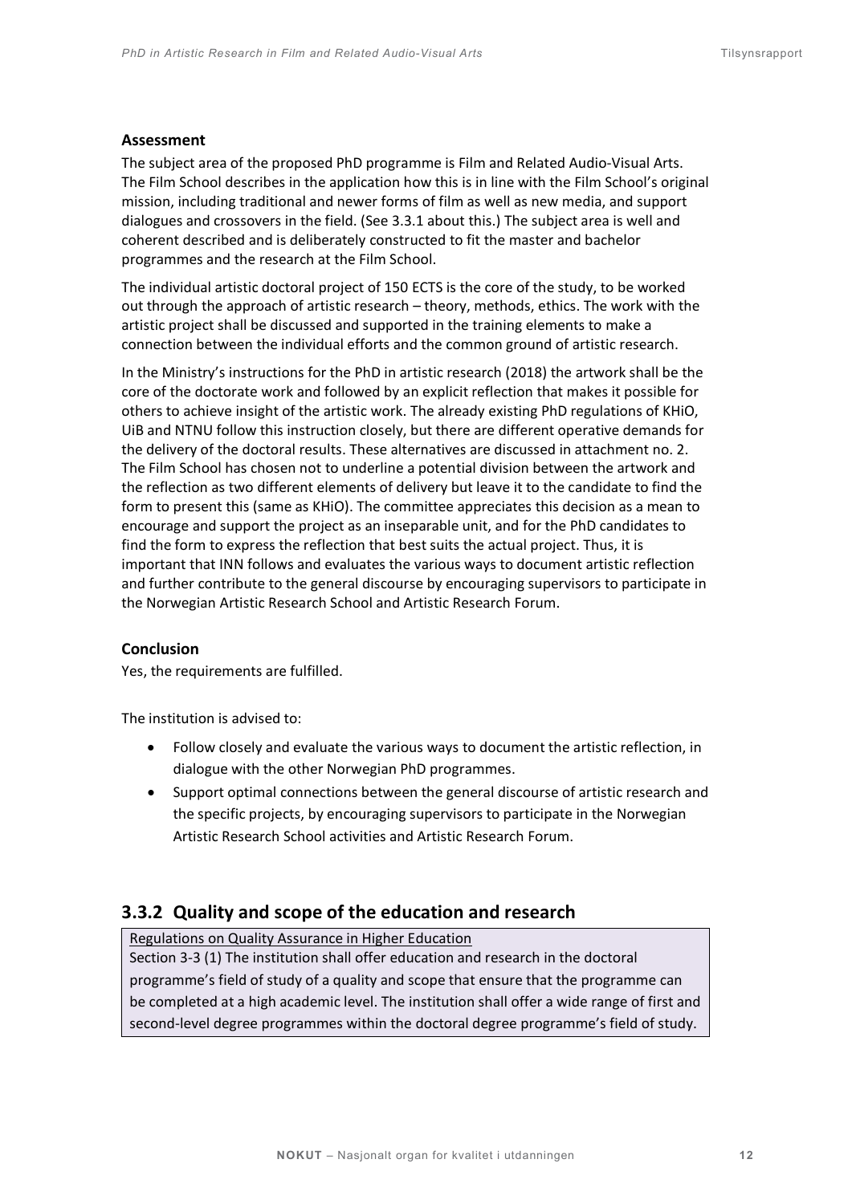**Assessment**

The subject area of the proposed PhD programme is Film and Related Audio-Visual Arts. The Film School describes in the application how this is in line with the Film School's original mission, including traditional and newer forms of film as well as new media, and support dialogues and crossovers in the field. (See 3.3.1 about this.) The subject area is well and coherent described and is deliberately constructed to fit the master and bachelor programmes and the research at the Film School.

The individual artistic doctoral project of 150 ECTS is the core of the study, to be worked out through the approach of artistic research – theory, methods, ethics. The work with the artistic project shall be discussed and supported in the training elements to make a connection between the individual efforts and the common ground of artistic research.

In the Ministry's instructions for the PhD in artistic research (2018) the artwork shall be the core of the doctorate work and followed by an explicit reflection that makes it possible for others to achieve insight of the artistic work. The already existing PhD regulations of KHiO, UiB and NTNU follow this instruction closely, but there are different operative demands for the delivery of the doctoral results. These alternatives are discussed in attachment no. 2. The Film School has chosen not to underline a potential division between the artwork and the reflection as two different elements of delivery but leave it to the candidate to find the form to present this (same as KHiO). The committee appreciates this decision as a mean to encourage and support the project as an inseparable unit, and for the PhD candidates to find the form to express the reflection that best suits the actual project. Thus, it is important that INN follows and evaluates the various ways to document artistic reflection and further contribute to the general discourse by encouraging supervisors to participate in the Norwegian Artistic Research School and Artistic Research Forum.

**Conclusion**

Yes, the requirements are fulfilled.

The institution is advised to:

- Follow closely and evaluate the various ways to document the artistic reflection, in dialogue with the other Norwegian PhD programmes.
- Support optimal connections between the general discourse of artistic research and the specific projects, by encouraging supervisors to participate in the Norwegian Artistic Research School activities and Artistic Research Forum.

## 3.3.2 Quality and scope of the education and research

Regulations on Quality Assurance in Higher Education

Section 3-3 (1) The institution shall offer education and research in the doctoral programme's field of study of a quality and scope that ensure that the programme can be completed at a high academic level. The institution shall offer a wide range of first and second-level degree programmes within the doctoral degree programme's field of study.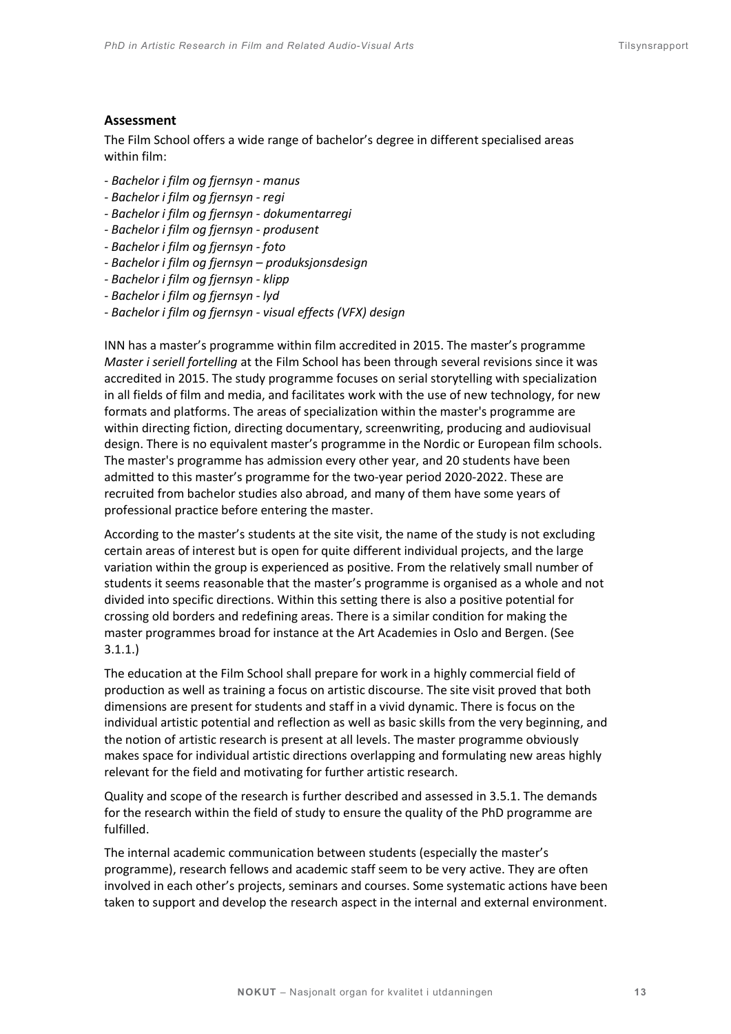### Assessment

The Film School offers a wide range of bachelor's degree in different specialised areas within film:

- *Bachelor i film og fjernsyn - manus*
- *Bachelor i film og fjernsyn - regi*
- *Bachelor i film og fjernsyn - dokumentarregi*
- *Bachelor i film og fjernsyn - produsent*
- *Bachelor i film og fjernsyn - foto*
- *Bachelor i film og fjernsyn – produksjonsdesign*
- *Bachelor i film og fjernsyn - klipp*
- *Bachelor i film og fjernsyn - lyd*
- *Bachelor i film og fjernsyn - visual effects (VFX) design*

INN has a master's programme within film accredited in 2015. The master's programme *Master i seriell fortelling* at the Film School has been through several revisions since it was accredited in 2015. The study programme focuses on serial storytelling with specialization in all fields of film and media, and facilitates work with the use of new technology, for new formats and platforms. The areas of specialization within the master's programme are within directing fiction, directing documentary, screenwriting, producing and audiovisual design. There is no equivalent master's programme in the Nordic or European film schools. The master's programme has admission every other year, and 20 students have been admitted to this master's programme for the two-year period 2020-2022. These are recruited from bachelor studies also abroad, and many of them have some years of professional practice before entering the master.

According to the master's students at the site visit, the name of the study is not excluding certain areas of interest but is open for quite different individual projects, and the large variation within the group is experienced as positive. From the relatively small number of students it seems reasonable that the master's programme is organised as a whole and not divided into specific directions. Within this setting there is also a positive potential for crossing old borders and redefining areas. There is a similar condition for making the master programmes broad for instance at the Art Academies in Oslo and Bergen. (See 3.1.1.)

The education at the Film School shall prepare for work in a highly commercial field of production as well as training a focus on artistic discourse. The site visit proved that both dimensions are present for students and staff in a vivid dynamic. There is focus on the individual artistic potential and reflection as well as basic skills from the very beginning, and the notion of artistic research is present at all levels. The master programme obviously makes space for individual artistic directions overlapping and formulating new areas highly relevant for the field and motivating for further artistic research.

Quality and scope of the research is further described and assessed in 3.5.1. The demands for the research within the field of study to ensure the quality of the PhD programme are fulfilled.

The internal academic communication between students (especially the master's programme), research fellows and academic staff seem to be very active. They are often involved in each other's projects, seminars and courses. Some systematic actions have been taken to support and develop the research aspect in the internal and external environment.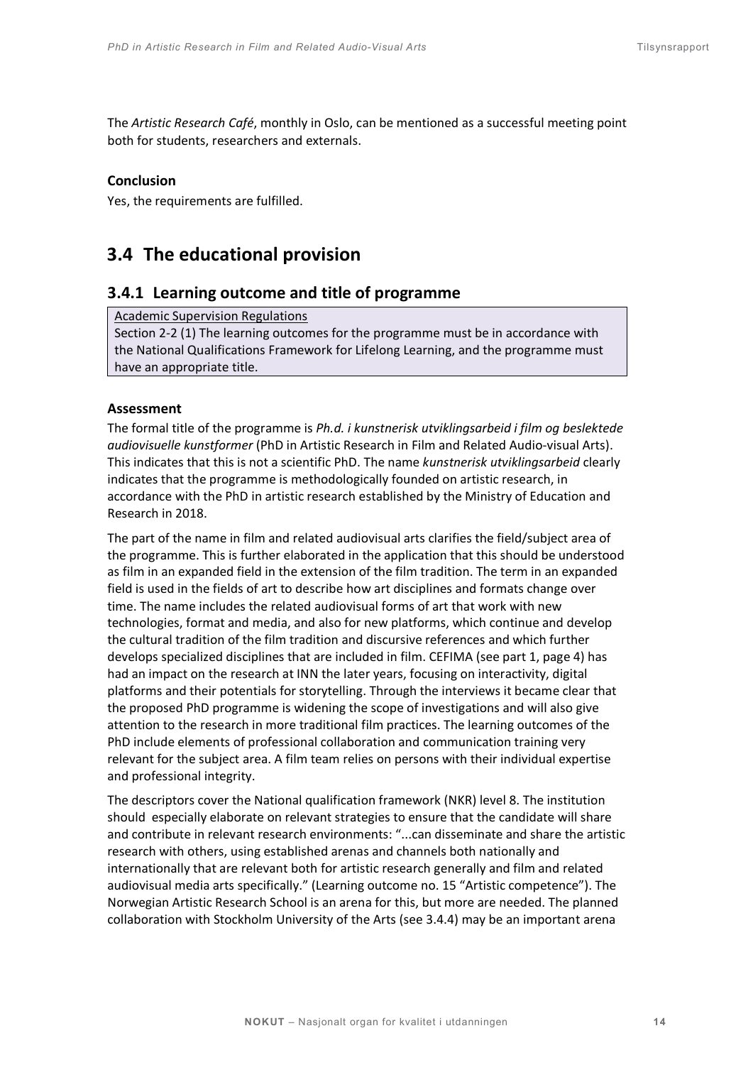The *Artistic Research Café*, monthly in Oslo, can be mentioned as a successful meeting point both for students, researchers and externals.

**Conclusion**

Yes, the requirements are fulfilled.

## 3.4 The educational provision

### 3.4.1 Learning outcome and title of programme

> Academic Supervision Regulations
> Section 2-2 (1) The learning outcomes for the programme must be in accordance with the National Qualifications Framework for Lifelong Learning, and the programme must have an appropriate title.

**Assessment**

The formal title of the programme is *Ph.d. i kunstnerisk utviklingsarbeid i film og beslektede audiovisuelle kunstformer* (PhD in Artistic Research in Film and Related Audio-visual Arts). This indicates that this is not a scientific PhD. The name *kunstnerisk utviklingsarbeid* clearly indicates that the programme is methodologically founded on artistic research, in accordance with the PhD in artistic research established by the Ministry of Education and Research in 2018.

The part of the name in film and related audiovisual arts clarifies the field/subject area of the programme. This is further elaborated in the application that this should be understood as film in an expanded field in the extension of the film tradition. The term in an expanded field is used in the fields of art to describe how art disciplines and formats change over time. The name includes the related audiovisual forms of art that work with new technologies, format and media, and also for new platforms, which continue and develop the cultural tradition of the film tradition and discursive references and which further develops specialized disciplines that are included in film. CEFIMA (see part 1, page 4) has had an impact on the research at INN the later years, focusing on interactivity, digital platforms and their potentials for storytelling. Through the interviews it became clear that the proposed PhD programme is widening the scope of investigations and will also give attention to the research in more traditional film practices. The learning outcomes of the PhD include elements of professional collaboration and communication training very relevant for the subject area. A film team relies on persons with their individual expertise and professional integrity.

The descriptors cover the National qualification framework (NKR) level 8. The institution should especially elaborate on relevant strategies to ensure that the candidate will share and contribute in relevant research environments: "...can disseminate and share the artistic research with others, using established arenas and channels both nationally and internationally that are relevant both for artistic research generally and film and related audiovisual media arts specifically." (Learning outcome no. 15 "Artistic competence"). The Norwegian Artistic Research School is an arena for this, but more are needed. The planned collaboration with Stockholm University of the Arts (see 3.4.4) may be an important arena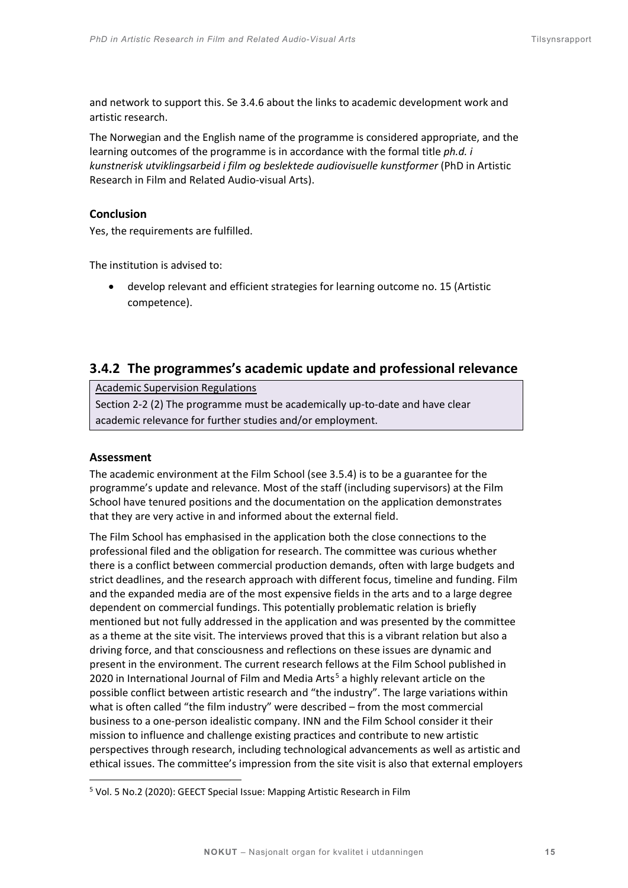and network to support this. Se 3.4.6 about the links to academic development work and artistic research.

The Norwegian and the English name of the programme is considered appropriate, and the learning outcomes of the programme is in accordance with the formal title *ph.d. i kunstnerisk utviklingsarbeid i film og beslektede audiovisuelle kunstformer* (PhD in Artistic Research in Film and Related Audio-visual Arts).

**Conclusion**

Yes, the requirements are fulfilled.

The institution is advised to:

- develop relevant and efficient strategies for learning outcome no. 15 (Artistic competence).

## 3.4.2 The programmes's academic update and professional relevance

> Academic Supervision Regulations
>
> Section 2-2 (2) The programme must be academically up-to-date and have clear academic relevance for further studies and/or employment.

**Assessment**

The academic environment at the Film School (see 3.5.4) is to be a guarantee for the programme's update and relevance. Most of the staff (including supervisors) at the Film School have tenured positions and the documentation on the application demonstrates that they are very active in and informed about the external field.

The Film School has emphasised in the application both the close connections to the professional filed and the obligation for research. The committee was curious whether there is a conflict between commercial production demands, often with large budgets and strict deadlines, and the research approach with different focus, timeline and funding. Film and the expanded media are of the most expensive fields in the arts and to a large degree dependent on commercial fundings. This potentially problematic relation is briefly mentioned but not fully addressed in the application and was presented by the committee as a theme at the site visit. The interviews proved that this is a vibrant relation but also a driving force, and that consciousness and reflections on these issues are dynamic and present in the environment. The current research fellows at the Film School published in 2020 in International Journal of Film and Media Arts[5] a highly relevant article on the possible conflict between artistic research and "the industry". The large variations within what is often called "the film industry" were described – from the most commercial business to a one-person idealistic company. INN and the Film School consider it their mission to influence and challenge existing practices and contribute to new artistic perspectives through research, including technological advancements as well as artistic and ethical issues. The committee's impression from the site visit is also that external employers

[5] Vol. 5 No.2 (2020): GEECT Special Issue: Mapping Artistic Research in Film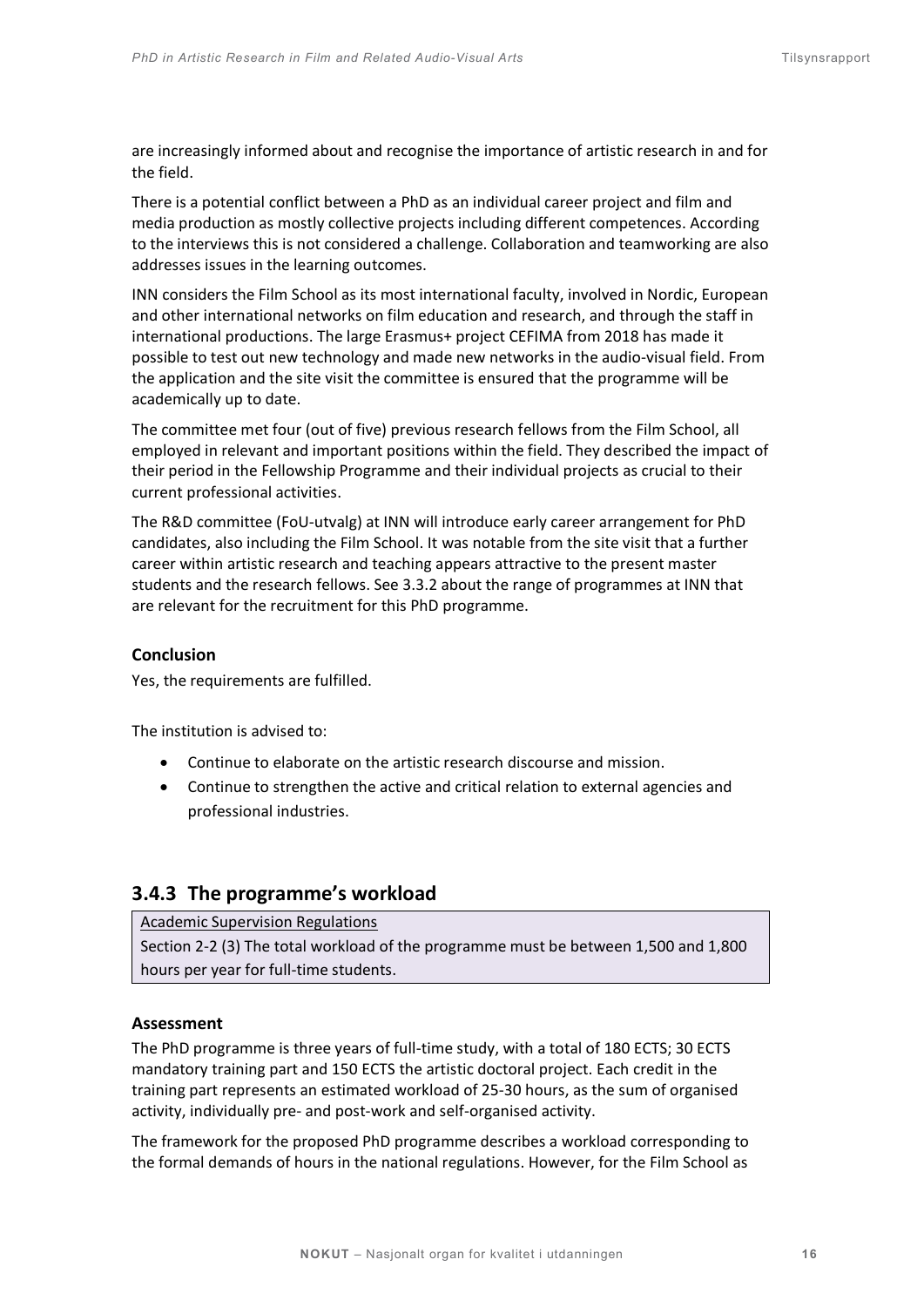are increasingly informed about and recognise the importance of artistic research in and for the field.

There is a potential conflict between a PhD as an individual career project and film and media production as mostly collective projects including different competences. According to the interviews this is not considered a challenge. Collaboration and teamworking are also addresses issues in the learning outcomes.

INN considers the Film School as its most international faculty, involved in Nordic, European and other international networks on film education and research, and through the staff in international productions. The large Erasmus+ project CEFIMA from 2018 has made it possible to test out new technology and made new networks in the audio-visual field. From the application and the site visit the committee is ensured that the programme will be academically up to date.

The committee met four (out of five) previous research fellows from the Film School, all employed in relevant and important positions within the field. They described the impact of their period in the Fellowship Programme and their individual projects as crucial to their current professional activities.

The R&D committee (FoU-utvalg) at INN will introduce early career arrangement for PhD candidates, also including the Film School. It was notable from the site visit that a further career within artistic research and teaching appears attractive to the present master students and the research fellows. See 3.3.2 about the range of programmes at INN that are relevant for the recruitment for this PhD programme.

**Conclusion**

Yes, the requirements are fulfilled.

The institution is advised to:

- Continue to elaborate on the artistic research discourse and mission.
- Continue to strengthen the active and critical relation to external agencies and professional industries.

### 3.4.3 The programme's workload

> Academic Supervision Regulations
>
> Section 2-2 (3) The total workload of the programme must be between 1,500 and 1,800 hours per year for full-time students.

**Assessment**

The PhD programme is three years of full-time study, with a total of 180 ECTS; 30 ECTS mandatory training part and 150 ECTS the artistic doctoral project. Each credit in the training part represents an estimated workload of 25-30 hours, as the sum of organised activity, individually pre- and post-work and self-organised activity.

The framework for the proposed PhD programme describes a workload corresponding to the formal demands of hours in the national regulations. However, for the Film School as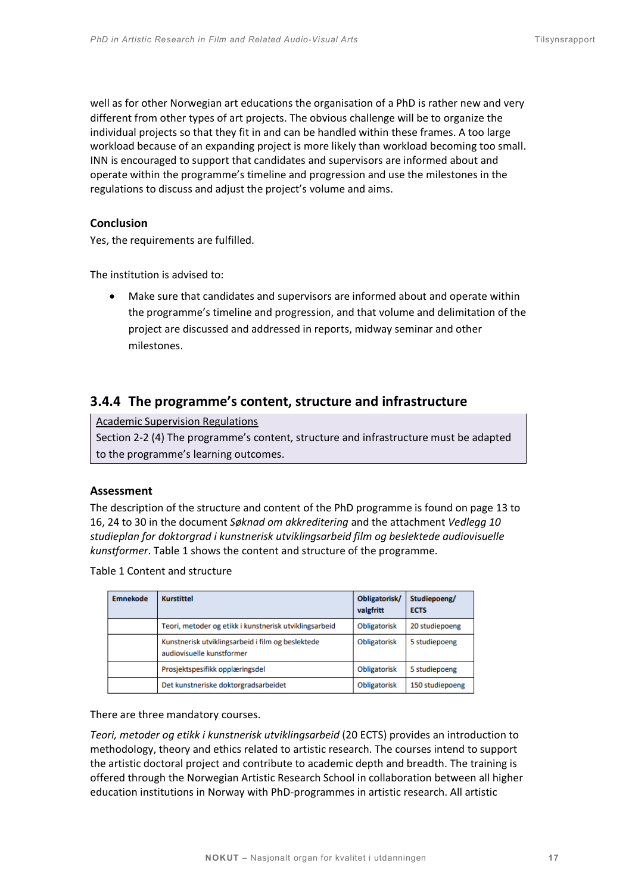well as for other Norwegian art educations the organisation of a PhD is rather new and very different from other types of art projects. The obvious challenge will be to organize the individual projects so that they fit in and can be handled within these frames. A too large workload because of an expanding project is more likely than workload becoming too small. INN is encouraged to support that candidates and supervisors are informed about and operate within the programme's timeline and progression and use the milestones in the regulations to discuss and adjust the project's volume and aims.

**Conclusion**

Yes, the requirements are fulfilled.

The institution is advised to:

- Make sure that candidates and supervisors are informed about and operate within the programme's timeline and progression, and that volume and delimitation of the project are discussed and addressed in reports, midway seminar and other milestones.

## 3.4.4 The programme's content, structure and infrastructure

> Academic Supervision Regulations
> Section 2-2 (4) The programme's content, structure and infrastructure must be adapted to the programme's learning outcomes.

**Assessment**

The description of the structure and content of the PhD programme is found on page 13 to 16, 24 to 30 in the document *Søknad om akkreditering* and the attachment *Vedlegg 10 studieplan for doktorgrad i kunstnerisk utviklingsarbeid film og beslektede audiovisuelle kunstformer*. Table 1 shows the content and structure of the programme.

Table 1 Content and structure

| Emnekode | Kurstittel | Obligatorisk/ valgfritt | Studiepoeng/ ECTS |
|---|---|---|---|
| | Teori, metoder og etikk i kunstnerisk utviklingsarbeid | Obligatorisk | 20 studiepoeng |
| | Kunstnerisk utviklingsarbeid i film og beslektede audiovisuelle kunstformer | Obligatorisk | 5 studiepoeng |
| | Prosjektspesifikk opplæringsdel | Obligatorisk | 5 studiepoeng |
| | Det kunstneriske doktorgradsarbeidet | Obligatorisk | 150 studiepoeng |

There are three mandatory courses.

*Teori, metoder og etikk i kunstnerisk utviklingsarbeid* (20 ECTS) provides an introduction to methodology, theory and ethics related to artistic research. The courses intend to support the artistic doctoral project and contribute to academic depth and breadth. The training is offered through the Norwegian Artistic Research School in collaboration between all higher education institutions in Norway with PhD-programmes in artistic research. All artistic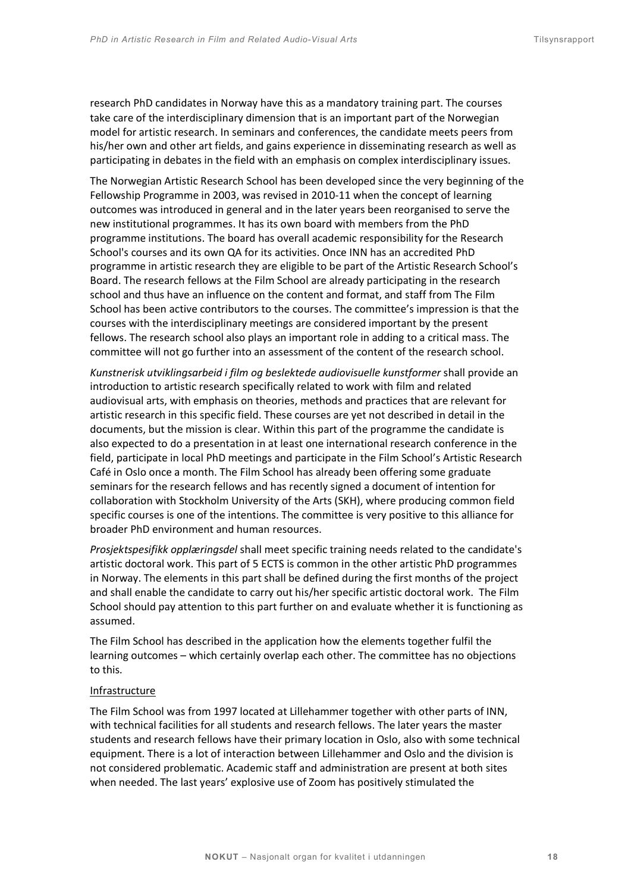research PhD candidates in Norway have this as a mandatory training part. The courses take care of the interdisciplinary dimension that is an important part of the Norwegian model for artistic research. In seminars and conferences, the candidate meets peers from his/her own and other art fields, and gains experience in disseminating research as well as participating in debates in the field with an emphasis on complex interdisciplinary issues.

The Norwegian Artistic Research School has been developed since the very beginning of the Fellowship Programme in 2003, was revised in 2010-11 when the concept of learning outcomes was introduced in general and in the later years been reorganised to serve the new institutional programmes. It has its own board with members from the PhD programme institutions. The board has overall academic responsibility for the Research School's courses and its own QA for its activities. Once INN has an accredited PhD programme in artistic research they are eligible to be part of the Artistic Research School's Board. The research fellows at the Film School are already participating in the research school and thus have an influence on the content and format, and staff from The Film School has been active contributors to the courses. The committee's impression is that the courses with the interdisciplinary meetings are considered important by the present fellows. The research school also plays an important role in adding to a critical mass. The committee will not go further into an assessment of the content of the research school.

*Kunstnerisk utviklingsarbeid i film og beslektede audiovisuelle kunstformer* shall provide an introduction to artistic research specifically related to work with film and related audiovisual arts, with emphasis on theories, methods and practices that are relevant for artistic research in this specific field. These courses are yet not described in detail in the documents, but the mission is clear. Within this part of the programme the candidate is also expected to do a presentation in at least one international research conference in the field, participate in local PhD meetings and participate in the Film School's Artistic Research Café in Oslo once a month. The Film School has already been offering some graduate seminars for the research fellows and has recently signed a document of intention for collaboration with Stockholm University of the Arts (SKH), where producing common field specific courses is one of the intentions. The committee is very positive to this alliance for broader PhD environment and human resources.

*Prosjektspesifikk opplæringsdel* shall meet specific training needs related to the candidate's artistic doctoral work. This part of 5 ECTS is common in the other artistic PhD programmes in Norway. The elements in this part shall be defined during the first months of the project and shall enable the candidate to carry out his/her specific artistic doctoral work. The Film School should pay attention to this part further on and evaluate whether it is functioning as assumed.

The Film School has described in the application how the elements together fulfil the learning outcomes – which certainly overlap each other. The committee has no objections to this.

<u>Infrastructure</u>

The Film School was from 1997 located at Lillehammer together with other parts of INN, with technical facilities for all students and research fellows. The later years the master students and research fellows have their primary location in Oslo, also with some technical equipment. There is a lot of interaction between Lillehammer and Oslo and the division is not considered problematic. Academic staff and administration are present at both sites when needed. The last years' explosive use of Zoom has positively stimulated the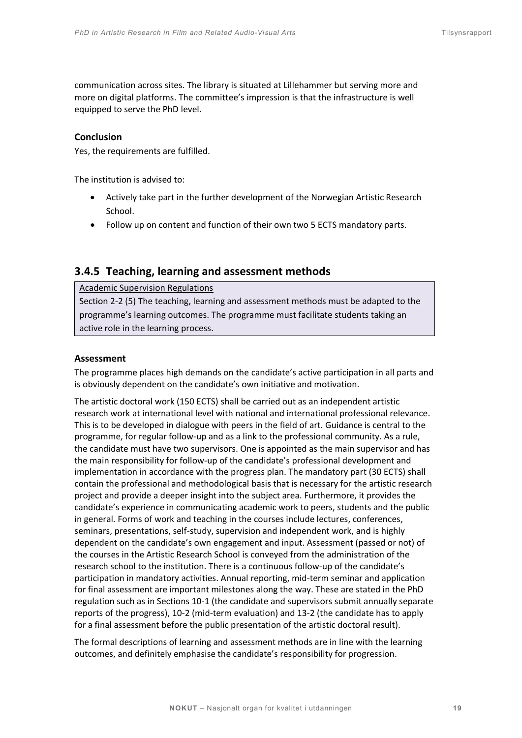communication across sites. The library is situated at Lillehammer but serving more and more on digital platforms. The committee's impression is that the infrastructure is well equipped to serve the PhD level.

#### Conclusion

Yes, the requirements are fulfilled.

The institution is advised to:

- Actively take part in the further development of the Norwegian Artistic Research School.
- Follow up on content and function of their own two 5 ECTS mandatory parts.

### 3.4.5 Teaching, learning and assessment methods

> Academic Supervision Regulations
>
> Section 2-2 (5) The teaching, learning and assessment methods must be adapted to the programme's learning outcomes. The programme must facilitate students taking an active role in the learning process.

#### Assessment

The programme places high demands on the candidate's active participation in all parts and is obviously dependent on the candidate's own initiative and motivation.

The artistic doctoral work (150 ECTS) shall be carried out as an independent artistic research work at international level with national and international professional relevance. This is to be developed in dialogue with peers in the field of art. Guidance is central to the programme, for regular follow-up and as a link to the professional community. As a rule, the candidate must have two supervisors. One is appointed as the main supervisor and has the main responsibility for follow-up of the candidate's professional development and implementation in accordance with the progress plan. The mandatory part (30 ECTS) shall contain the professional and methodological basis that is necessary for the artistic research project and provide a deeper insight into the subject area. Furthermore, it provides the candidate's experience in communicating academic work to peers, students and the public in general. Forms of work and teaching in the courses include lectures, conferences, seminars, presentations, self-study, supervision and independent work, and is highly dependent on the candidate's own engagement and input. Assessment (passed or not) of the courses in the Artistic Research School is conveyed from the administration of the research school to the institution. There is a continuous follow-up of the candidate's participation in mandatory activities. Annual reporting, mid-term seminar and application for final assessment are important milestones along the way. These are stated in the PhD regulation such as in Sections 10-1 (the candidate and supervisors submit annually separate reports of the progress), 10-2 (mid-term evaluation) and 13-2 (the candidate has to apply for a final assessment before the public presentation of the artistic doctoral result).

The formal descriptions of learning and assessment methods are in line with the learning outcomes, and definitely emphasise the candidate's responsibility for progression.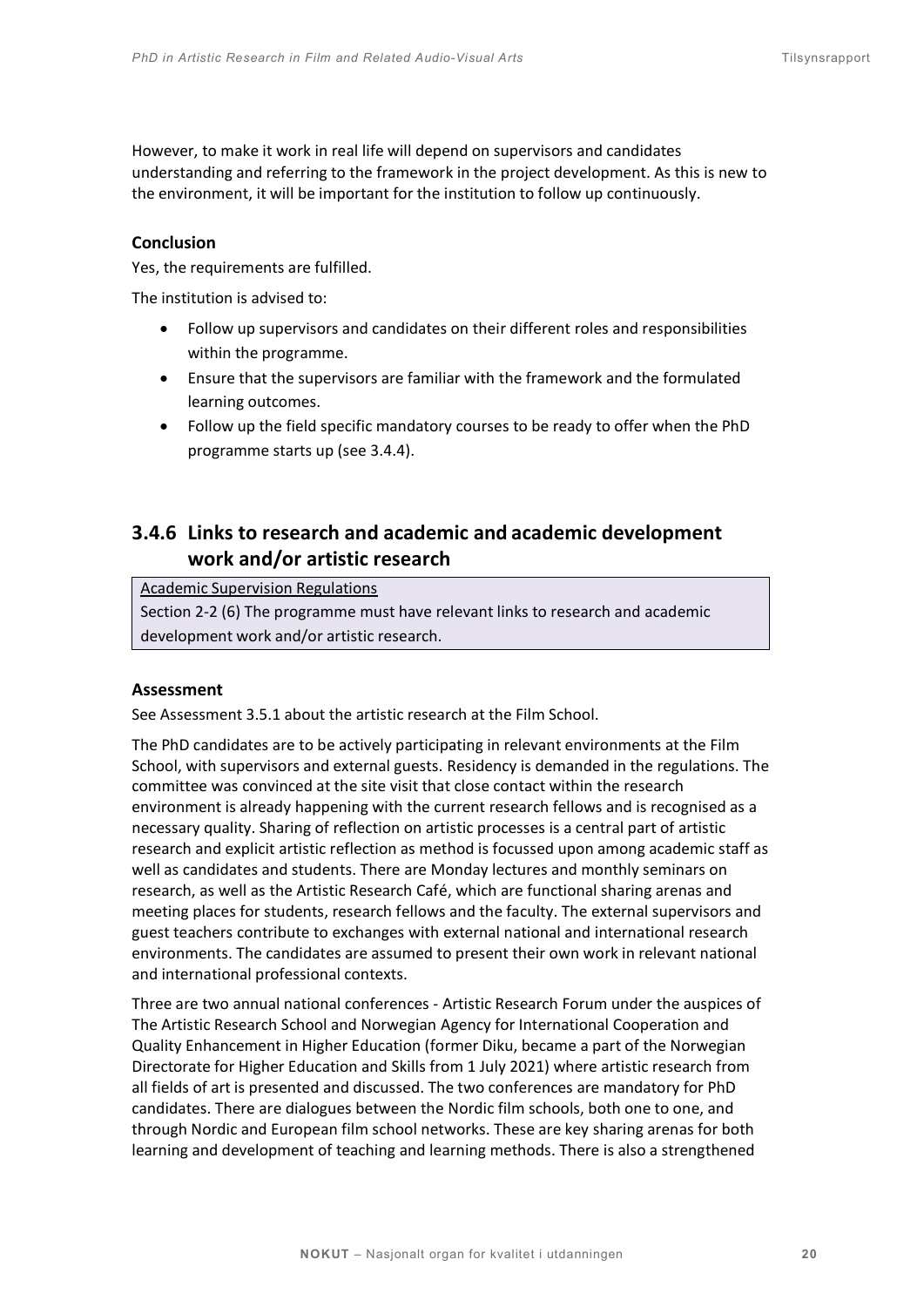However, to make it work in real life will depend on supervisors and candidates understanding and referring to the framework in the project development. As this is new to the environment, it will be important for the institution to follow up continuously.

**Conclusion**

Yes, the requirements are fulfilled.

The institution is advised to:

- Follow up supervisors and candidates on their different roles and responsibilities within the programme.
- Ensure that the supervisors are familiar with the framework and the formulated learning outcomes.
- Follow up the field specific mandatory courses to be ready to offer when the PhD programme starts up (see 3.4.4).

### 3.4.6 Links to research and academic and academic development work and/or artistic research

> Academic Supervision Regulations
> Section 2-2 (6) The programme must have relevant links to research and academic development work and/or artistic research.

**Assessment**

See Assessment 3.5.1 about the artistic research at the Film School.

The PhD candidates are to be actively participating in relevant environments at the Film School, with supervisors and external guests. Residency is demanded in the regulations. The committee was convinced at the site visit that close contact within the research environment is already happening with the current research fellows and is recognised as a necessary quality. Sharing of reflection on artistic processes is a central part of artistic research and explicit artistic reflection as method is focussed upon among academic staff as well as candidates and students. There are Monday lectures and monthly seminars on research, as well as the Artistic Research Café, which are functional sharing arenas and meeting places for students, research fellows and the faculty. The external supervisors and guest teachers contribute to exchanges with external national and international research environments. The candidates are assumed to present their own work in relevant national and international professional contexts.

Three are two annual national conferences - Artistic Research Forum under the auspices of The Artistic Research School and Norwegian Agency for International Cooperation and Quality Enhancement in Higher Education (former Diku, became a part of the Norwegian Directorate for Higher Education and Skills from 1 July 2021) where artistic research from all fields of art is presented and discussed. The two conferences are mandatory for PhD candidates. There are dialogues between the Nordic film schools, both one to one, and through Nordic and European film school networks. These are key sharing arenas for both learning and development of teaching and learning methods. There is also a strengthened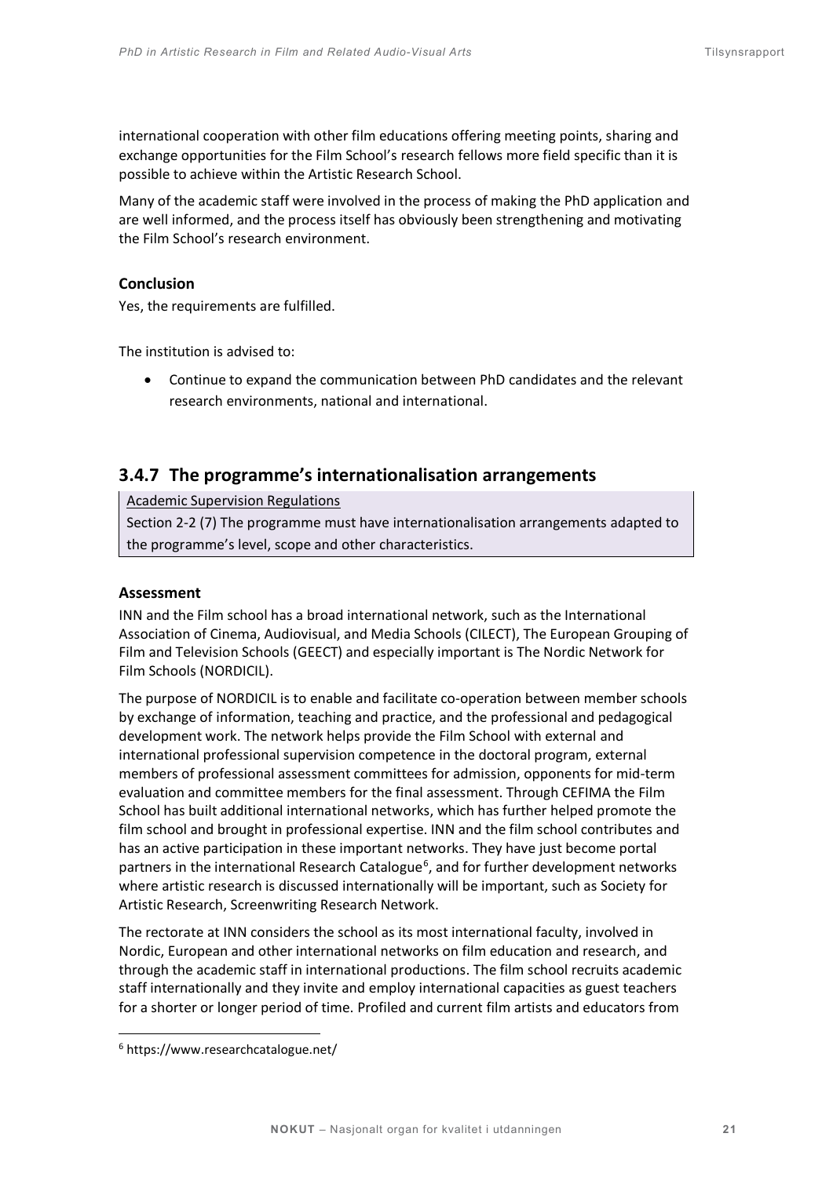international cooperation with other film educations offering meeting points, sharing and exchange opportunities for the Film School's research fellows more field specific than it is possible to achieve within the Artistic Research School.

Many of the academic staff were involved in the process of making the PhD application and are well informed, and the process itself has obviously been strengthening and motivating the Film School's research environment.

#### Conclusion

Yes, the requirements are fulfilled.

The institution is advised to:

- Continue to expand the communication between PhD candidates and the relevant research environments, national and international.

### 3.4.7 The programme's internationalisation arrangements

> Academic Supervision Regulations
>
> Section 2-2 (7) The programme must have internationalisation arrangements adapted to the programme's level, scope and other characteristics.

#### Assessment

INN and the Film school has a broad international network, such as the International Association of Cinema, Audiovisual, and Media Schools (CILECT), The European Grouping of Film and Television Schools (GEECT) and especially important is The Nordic Network for Film Schools (NORDICIL).

The purpose of NORDICIL is to enable and facilitate co-operation between member schools by exchange of information, teaching and practice, and the professional and pedagogical development work. The network helps provide the Film School with external and international professional supervision competence in the doctoral program, external members of professional assessment committees for admission, opponents for mid-term evaluation and committee members for the final assessment. Through CEFIMA the Film School has built additional international networks, which has further helped promote the film school and brought in professional expertise. INN and the film school contributes and has an active participation in these important networks. They have just become portal partners in the international Research Catalogue[6], and for further development networks where artistic research is discussed internationally will be important, such as Society for Artistic Research, Screenwriting Research Network.

The rectorate at INN considers the school as its most international faculty, involved in Nordic, European and other international networks on film education and research, and through the academic staff in international productions. The film school recruits academic staff internationally and they invite and employ international capacities as guest teachers for a shorter or longer period of time. Profiled and current film artists and educators from

[6] https://www.researchcatalogue.net/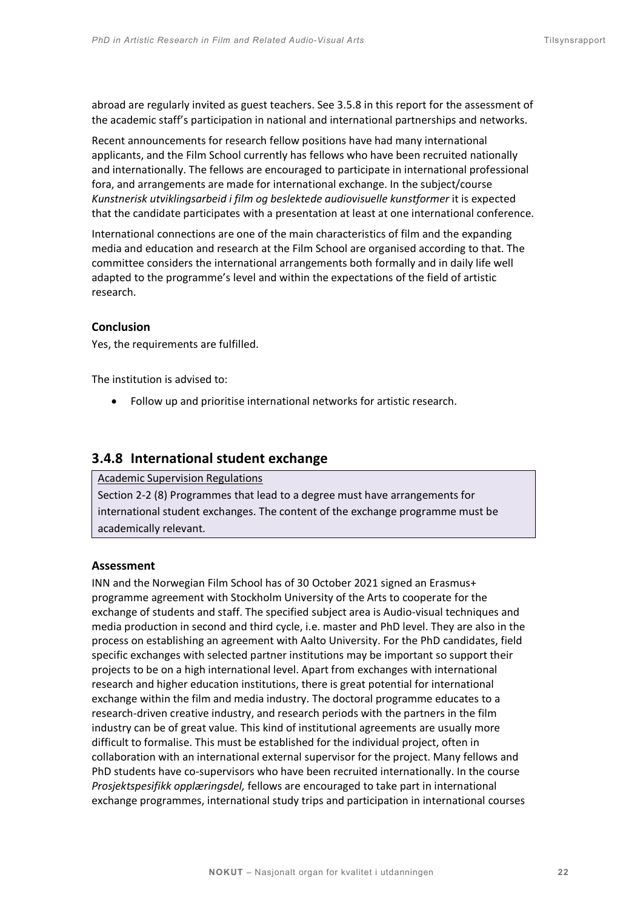abroad are regularly invited as guest teachers. See 3.5.8 in this report for the assessment of the academic staff's participation in national and international partnerships and networks.

Recent announcements for research fellow positions have had many international applicants, and the Film School currently has fellows who have been recruited nationally and internationally. The fellows are encouraged to participate in international professional fora, and arrangements are made for international exchange. In the subject/course *Kunstnerisk utviklingsarbeid i film og beslektede audiovisuelle kunstformer* it is expected that the candidate participates with a presentation at least at one international conference.

International connections are one of the main characteristics of film and the expanding media and education and research at the Film School are organised according to that. The committee considers the international arrangements both formally and in daily life well adapted to the programme's level and within the expectations of the field of artistic research.

**Conclusion**

Yes, the requirements are fulfilled.

The institution is advised to:

- Follow up and prioritise international networks for artistic research.

## 3.4.8 International student exchange

> Academic Supervision Regulations
>
> Section 2-2 (8) Programmes that lead to a degree must have arrangements for international student exchanges. The content of the exchange programme must be academically relevant.

**Assessment**

INN and the Norwegian Film School has of 30 October 2021 signed an Erasmus+ programme agreement with Stockholm University of the Arts to cooperate for the exchange of students and staff. The specified subject area is Audio-visual techniques and media production in second and third cycle, i.e. master and PhD level. They are also in the process on establishing an agreement with Aalto University. For the PhD candidates, field specific exchanges with selected partner institutions may be important so support their projects to be on a high international level. Apart from exchanges with international research and higher education institutions, there is great potential for international exchange within the film and media industry. The doctoral programme educates to a research-driven creative industry, and research periods with the partners in the film industry can be of great value. This kind of institutional agreements are usually more difficult to formalise. This must be established for the individual project, often in collaboration with an international external supervisor for the project. Many fellows and PhD students have co-supervisors who have been recruited internationally. In the course *Prosjektspesifikk opplæringsdel,* fellows are encouraged to take part in international exchange programmes, international study trips and participation in international courses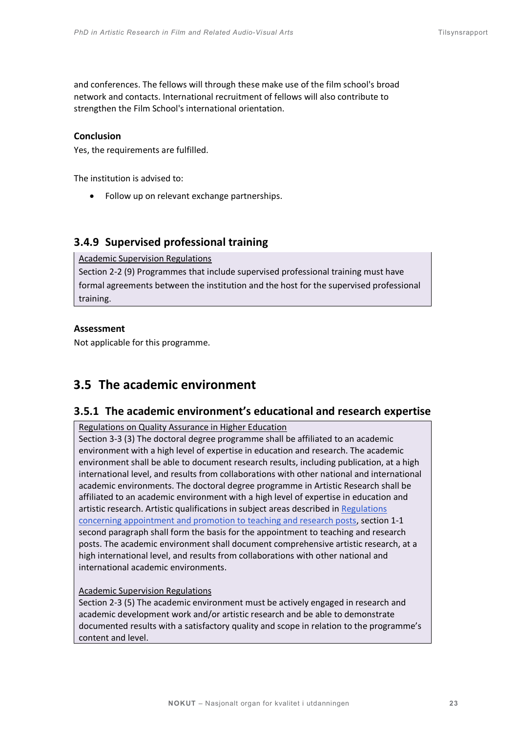and conferences. The fellows will through these make use of the film school's broad network and contacts. International recruitment of fellows will also contribute to strengthen the Film School's international orientation.

**Conclusion**

Yes, the requirements are fulfilled.

The institution is advised to:

- Follow up on relevant exchange partnerships.

### 3.4.9 Supervised professional training

> Academic Supervision Regulations
>
> Section 2-2 (9) Programmes that include supervised professional training must have formal agreements between the institution and the host for the supervised professional training.

**Assessment**

Not applicable for this programme.

## 3.5 The academic environment

### 3.5.1 The academic environment's educational and research expertise

> Regulations on Quality Assurance in Higher Education
>
> Section 3-3 (3) The doctoral degree programme shall be affiliated to an academic environment with a high level of expertise in education and research. The academic environment shall be able to document research results, including publication, at a high international level, and results from collaborations with other national and international academic environments. The doctoral degree programme in Artistic Research shall be affiliated to an academic environment with a high level of expertise in education and artistic research. Artistic qualifications in subject areas described in Regulations concerning appointment and promotion to teaching and research posts, section 1-1 second paragraph shall form the basis for the appointment to teaching and research posts. The academic environment shall document comprehensive artistic research, at a high international level, and results from collaborations with other national and international academic environments.
>
> Academic Supervision Regulations
>
> Section 2-3 (5) The academic environment must be actively engaged in research and academic development work and/or artistic research and be able to demonstrate documented results with a satisfactory quality and scope in relation to the programme's content and level.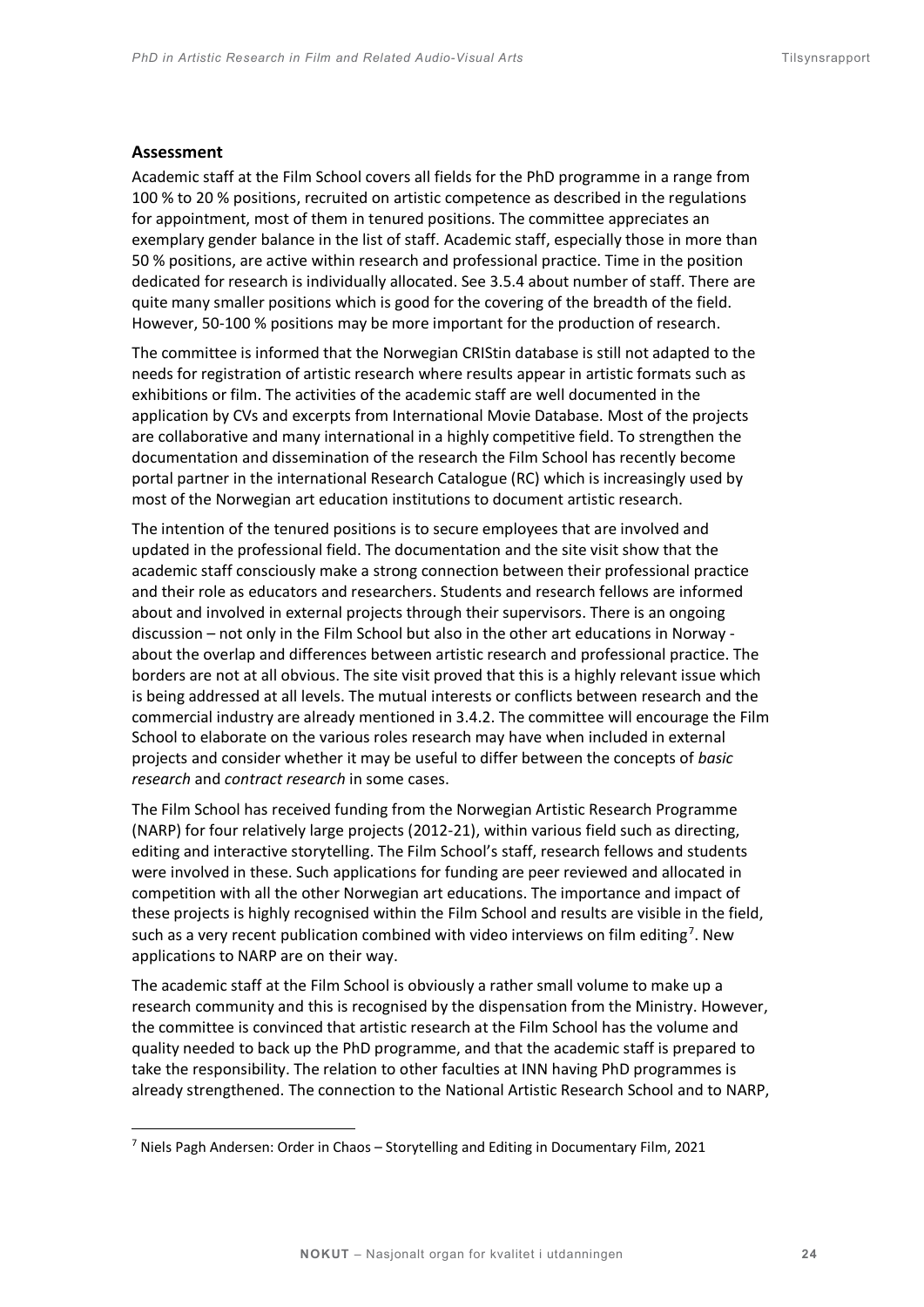### Assessment

Academic staff at the Film School covers all fields for the PhD programme in a range from 100 % to 20 % positions, recruited on artistic competence as described in the regulations for appointment, most of them in tenured positions. The committee appreciates an exemplary gender balance in the list of staff. Academic staff, especially those in more than 50 % positions, are active within research and professional practice. Time in the position dedicated for research is individually allocated. See 3.5.4 about number of staff. There are quite many smaller positions which is good for the covering of the breadth of the field. However, 50-100 % positions may be more important for the production of research.

The committee is informed that the Norwegian CRIStin database is still not adapted to the needs for registration of artistic research where results appear in artistic formats such as exhibitions or film. The activities of the academic staff are well documented in the application by CVs and excerpts from International Movie Database. Most of the projects are collaborative and many international in a highly competitive field. To strengthen the documentation and dissemination of the research the Film School has recently become portal partner in the international Research Catalogue (RC) which is increasingly used by most of the Norwegian art education institutions to document artistic research.

The intention of the tenured positions is to secure employees that are involved and updated in the professional field. The documentation and the site visit show that the academic staff consciously make a strong connection between their professional practice and their role as educators and researchers. Students and research fellows are informed about and involved in external projects through their supervisors. There is an ongoing discussion – not only in the Film School but also in the other art educations in Norway - about the overlap and differences between artistic research and professional practice. The borders are not at all obvious. The site visit proved that this is a highly relevant issue which is being addressed at all levels. The mutual interests or conflicts between research and the commercial industry are already mentioned in 3.4.2. The committee will encourage the Film School to elaborate on the various roles research may have when included in external projects and consider whether it may be useful to differ between the concepts of *basic research* and *contract research* in some cases.

The Film School has received funding from the Norwegian Artistic Research Programme (NARP) for four relatively large projects (2012-21), within various field such as directing, editing and interactive storytelling. The Film School's staff, research fellows and students were involved in these. Such applications for funding are peer reviewed and allocated in competition with all the other Norwegian art educations. The importance and impact of these projects is highly recognised within the Film School and results are visible in the field, such as a very recent publication combined with video interviews on film editing[7]. New applications to NARP are on their way.

The academic staff at the Film School is obviously a rather small volume to make up a research community and this is recognised by the dispensation from the Ministry. However, the committee is convinced that artistic research at the Film School has the volume and quality needed to back up the PhD programme, and that the academic staff is prepared to take the responsibility. The relation to other faculties at INN having PhD programmes is already strengthened. The connection to the National Artistic Research School and to NARP,

[7] Niels Pagh Andersen: Order in Chaos – Storytelling and Editing in Documentary Film, 2021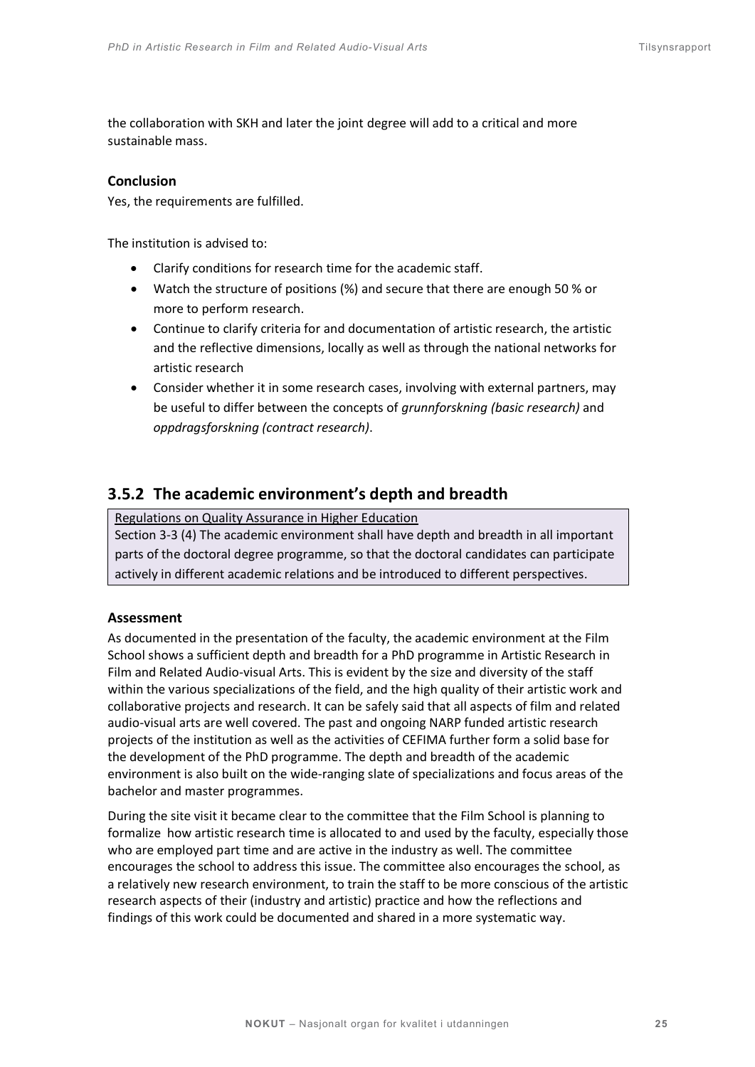the collaboration with SKH and later the joint degree will add to a critical and more sustainable mass.

**Conclusion**

Yes, the requirements are fulfilled.

The institution is advised to:

- Clarify conditions for research time for the academic staff.
- Watch the structure of positions (%) and secure that there are enough 50 % or more to perform research.
- Continue to clarify criteria for and documentation of artistic research, the artistic and the reflective dimensions, locally as well as through the national networks for artistic research
- Consider whether it in some research cases, involving with external partners, may be useful to differ between the concepts of *grunnforskning (basic research)* and *oppdragsforskning (contract research)*.

## 3.5.2 The academic environment's depth and breadth

> Regulations on Quality Assurance in Higher Education
> Section 3-3 (4) The academic environment shall have depth and breadth in all important parts of the doctoral degree programme, so that the doctoral candidates can participate actively in different academic relations and be introduced to different perspectives.

**Assessment**

As documented in the presentation of the faculty, the academic environment at the Film School shows a sufficient depth and breadth for a PhD programme in Artistic Research in Film and Related Audio-visual Arts. This is evident by the size and diversity of the staff within the various specializations of the field, and the high quality of their artistic work and collaborative projects and research. It can be safely said that all aspects of film and related audio-visual arts are well covered. The past and ongoing NARP funded artistic research projects of the institution as well as the activities of CEFIMA further form a solid base for the development of the PhD programme. The depth and breadth of the academic environment is also built on the wide-ranging slate of specializations and focus areas of the bachelor and master programmes.

During the site visit it became clear to the committee that the Film School is planning to formalize how artistic research time is allocated to and used by the faculty, especially those who are employed part time and are active in the industry as well. The committee encourages the school to address this issue. The committee also encourages the school, as a relatively new research environment, to train the staff to be more conscious of the artistic research aspects of their (industry and artistic) practice and how the reflections and findings of this work could be documented and shared in a more systematic way.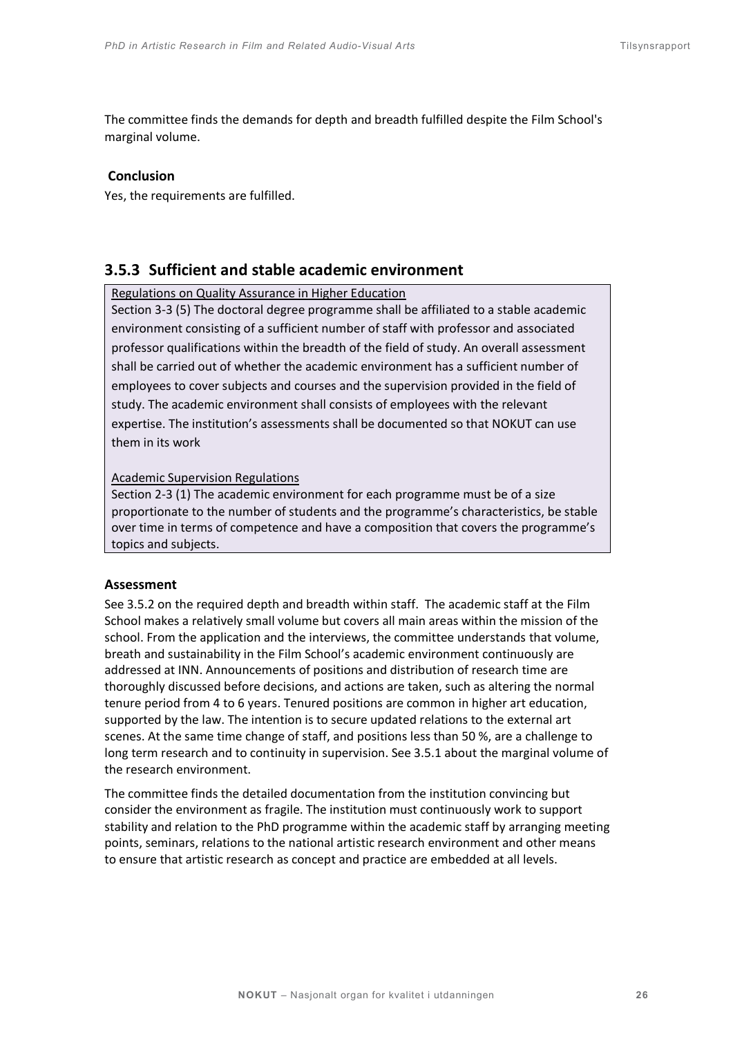The committee finds the demands for depth and breadth fulfilled despite the Film School's marginal volume.

**Conclusion**

Yes, the requirements are fulfilled.

### 3.5.3 Sufficient and stable academic environment

Regulations on Quality Assurance in Higher Education

Section 3-3 (5) The doctoral degree programme shall be affiliated to a stable academic environment consisting of a sufficient number of staff with professor and associated professor qualifications within the breadth of the field of study. An overall assessment shall be carried out of whether the academic environment has a sufficient number of employees to cover subjects and courses and the supervision provided in the field of study. The academic environment shall consists of employees with the relevant expertise. The institution's assessments shall be documented so that NOKUT can use them in its work

Academic Supervision Regulations

Section 2-3 (1) The academic environment for each programme must be of a size proportionate to the number of students and the programme's characteristics, be stable over time in terms of competence and have a composition that covers the programme's topics and subjects.

**Assessment**

See 3.5.2 on the required depth and breadth within staff. The academic staff at the Film School makes a relatively small volume but covers all main areas within the mission of the school. From the application and the interviews, the committee understands that volume, breath and sustainability in the Film School's academic environment continuously are addressed at INN. Announcements of positions and distribution of research time are thoroughly discussed before decisions, and actions are taken, such as altering the normal tenure period from 4 to 6 years. Tenured positions are common in higher art education, supported by the law. The intention is to secure updated relations to the external art scenes. At the same time change of staff, and positions less than 50 %, are a challenge to long term research and to continuity in supervision. See 3.5.1 about the marginal volume of the research environment.

The committee finds the detailed documentation from the institution convincing but consider the environment as fragile. The institution must continuously work to support stability and relation to the PhD programme within the academic staff by arranging meeting points, seminars, relations to the national artistic research environment and other means to ensure that artistic research as concept and practice are embedded at all levels.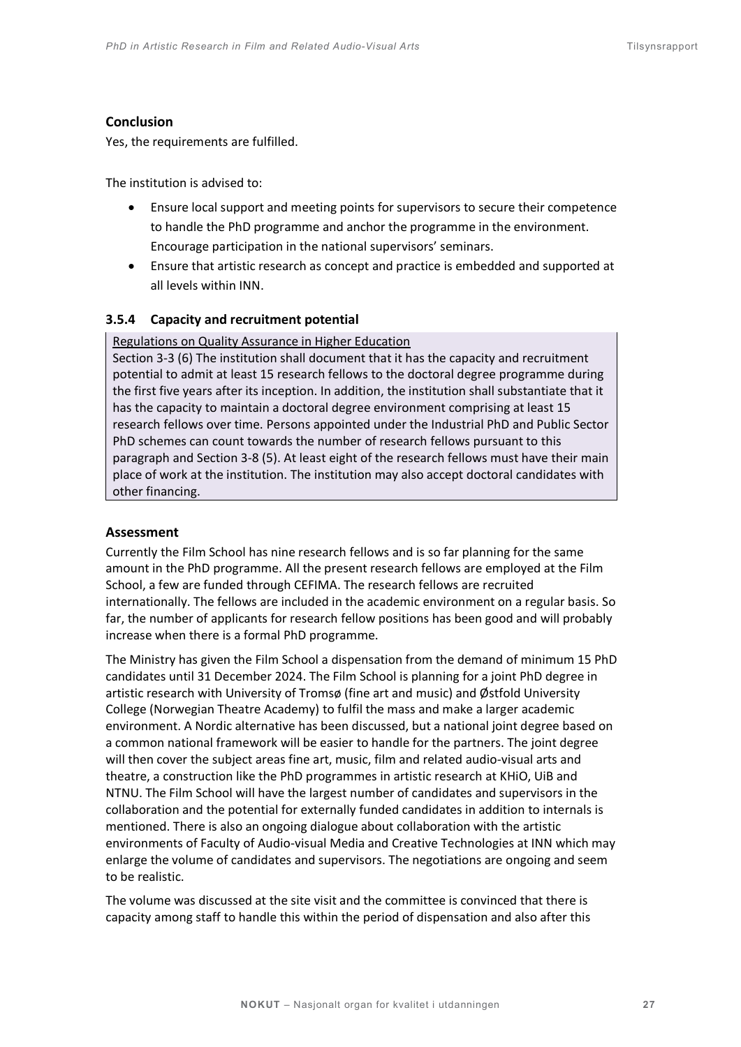**Conclusion**

Yes, the requirements are fulfilled.

The institution is advised to:

- Ensure local support and meeting points for supervisors to secure their competence to handle the PhD programme and anchor the programme in the environment. Encourage participation in the national supervisors' seminars.
- Ensure that artistic research as concept and practice is embedded and supported at all levels within INN.

### 3.5.4 Capacity and recruitment potential

> Regulations on Quality Assurance in Higher Education
> Section 3-3 (6) The institution shall document that it has the capacity and recruitment potential to admit at least 15 research fellows to the doctoral degree programme during the first five years after its inception. In addition, the institution shall substantiate that it has the capacity to maintain a doctoral degree environment comprising at least 15 research fellows over time. Persons appointed under the Industrial PhD and Public Sector PhD schemes can count towards the number of research fellows pursuant to this paragraph and Section 3-8 (5). At least eight of the research fellows must have their main place of work at the institution. The institution may also accept doctoral candidates with other financing.

**Assessment**

Currently the Film School has nine research fellows and is so far planning for the same amount in the PhD programme. All the present research fellows are employed at the Film School, a few are funded through CEFIMA. The research fellows are recruited internationally. The fellows are included in the academic environment on a regular basis. So far, the number of applicants for research fellow positions has been good and will probably increase when there is a formal PhD programme.

The Ministry has given the Film School a dispensation from the demand of minimum 15 PhD candidates until 31 December 2024. The Film School is planning for a joint PhD degree in artistic research with University of Tromsø (fine art and music) and Østfold University College (Norwegian Theatre Academy) to fulfil the mass and make a larger academic environment. A Nordic alternative has been discussed, but a national joint degree based on a common national framework will be easier to handle for the partners. The joint degree will then cover the subject areas fine art, music, film and related audio-visual arts and theatre, a construction like the PhD programmes in artistic research at KHiO, UiB and NTNU. The Film School will have the largest number of candidates and supervisors in the collaboration and the potential for externally funded candidates in addition to internals is mentioned. There is also an ongoing dialogue about collaboration with the artistic environments of Faculty of Audio-visual Media and Creative Technologies at INN which may enlarge the volume of candidates and supervisors. The negotiations are ongoing and seem to be realistic.

The volume was discussed at the site visit and the committee is convinced that there is capacity among staff to handle this within the period of dispensation and also after this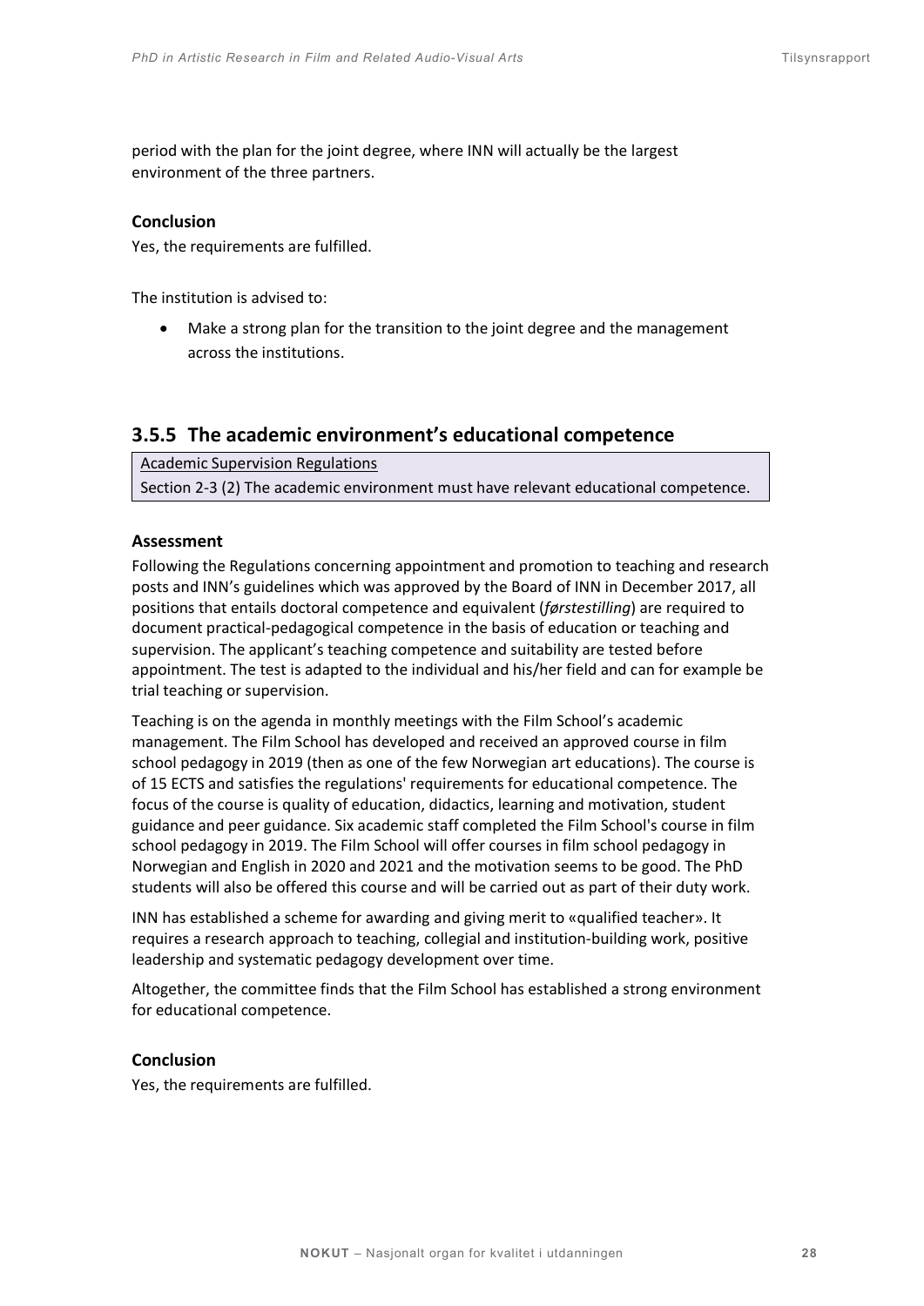period with the plan for the joint degree, where INN will actually be the largest environment of the three partners.

#### Conclusion

Yes, the requirements are fulfilled.

The institution is advised to:

- Make a strong plan for the transition to the joint degree and the management across the institutions.

### 3.5.5 The academic environment's educational competence

| Academic Supervision Regulations |
| --- |
| Section 2-3 (2) The academic environment must have relevant educational competence. |

#### Assessment

Following the Regulations concerning appointment and promotion to teaching and research posts and INN's guidelines which was approved by the Board of INN in December 2017, all positions that entails doctoral competence and equivalent (*førstestilling*) are required to document practical-pedagogical competence in the basis of education or teaching and supervision. The applicant's teaching competence and suitability are tested before appointment. The test is adapted to the individual and his/her field and can for example be trial teaching or supervision.

Teaching is on the agenda in monthly meetings with the Film School's academic management. The Film School has developed and received an approved course in film school pedagogy in 2019 (then as one of the few Norwegian art educations). The course is of 15 ECTS and satisfies the regulations' requirements for educational competence. The focus of the course is quality of education, didactics, learning and motivation, student guidance and peer guidance. Six academic staff completed the Film School's course in film school pedagogy in 2019. The Film School will offer courses in film school pedagogy in Norwegian and English in 2020 and 2021 and the motivation seems to be good. The PhD students will also be offered this course and will be carried out as part of their duty work.

INN has established a scheme for awarding and giving merit to «qualified teacher». It requires a research approach to teaching, collegial and institution-building work, positive leadership and systematic pedagogy development over time.

Altogether, the committee finds that the Film School has established a strong environment for educational competence.

#### Conclusion

Yes, the requirements are fulfilled.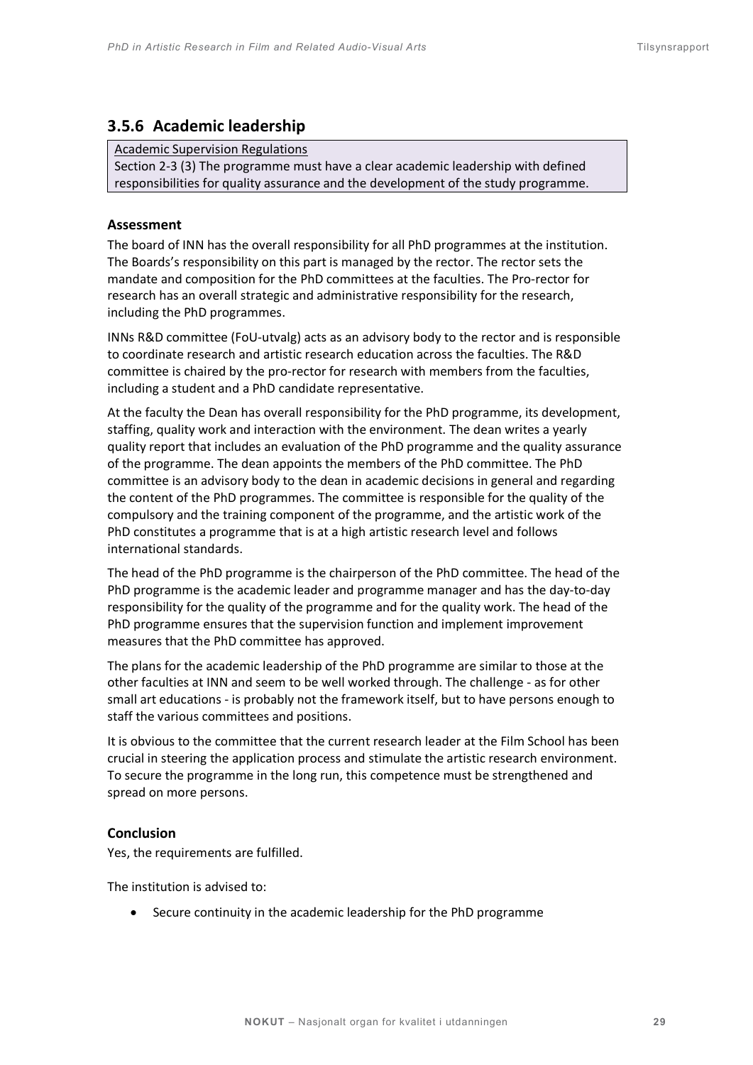### 3.5.6 Academic leadership

Academic Supervision Regulations

Section 2-3 (3) The programme must have a clear academic leadership with defined responsibilities for quality assurance and the development of the study programme.

#### Assessment

The board of INN has the overall responsibility for all PhD programmes at the institution. The Boards's responsibility on this part is managed by the rector. The rector sets the mandate and composition for the PhD committees at the faculties. The Pro-rector for research has an overall strategic and administrative responsibility for the research, including the PhD programmes.

INNs R&D committee (FoU-utvalg) acts as an advisory body to the rector and is responsible to coordinate research and artistic research education across the faculties. The R&D committee is chaired by the pro-rector for research with members from the faculties, including a student and a PhD candidate representative.

At the faculty the Dean has overall responsibility for the PhD programme, its development, staffing, quality work and interaction with the environment. The dean writes a yearly quality report that includes an evaluation of the PhD programme and the quality assurance of the programme. The dean appoints the members of the PhD committee. The PhD committee is an advisory body to the dean in academic decisions in general and regarding the content of the PhD programmes. The committee is responsible for the quality of the compulsory and the training component of the programme, and the artistic work of the PhD constitutes a programme that is at a high artistic research level and follows international standards.

The head of the PhD programme is the chairperson of the PhD committee. The head of the PhD programme is the academic leader and programme manager and has the day-to-day responsibility for the quality of the programme and for the quality work. The head of the PhD programme ensures that the supervision function and implement improvement measures that the PhD committee has approved.

The plans for the academic leadership of the PhD programme are similar to those at the other faculties at INN and seem to be well worked through. The challenge - as for other small art educations - is probably not the framework itself, but to have persons enough to staff the various committees and positions.

It is obvious to the committee that the current research leader at the Film School has been crucial in steering the application process and stimulate the artistic research environment. To secure the programme in the long run, this competence must be strengthened and spread on more persons.

#### Conclusion

Yes, the requirements are fulfilled.

The institution is advised to:

- Secure continuity in the academic leadership for the PhD programme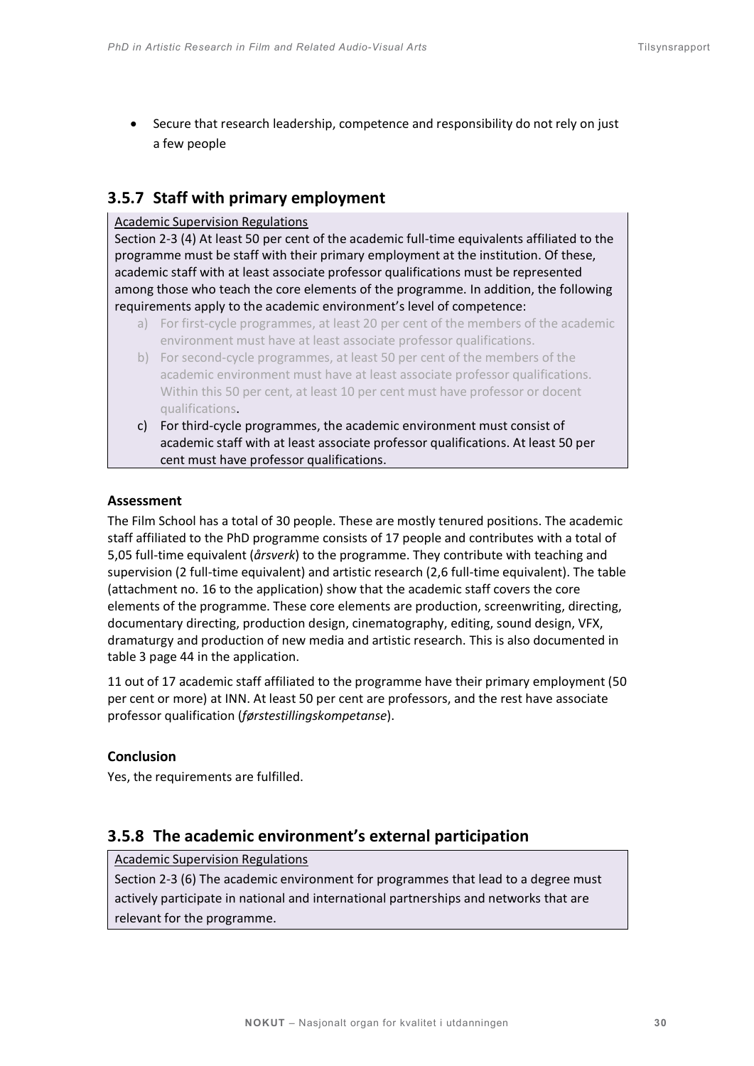- Secure that research leadership, competence and responsibility do not rely on just a few people

### 3.5.7 Staff with primary employment

Academic Supervision Regulations

Section 2-3 (4) At least 50 per cent of the academic full-time equivalents affiliated to the programme must be staff with their primary employment at the institution. Of these, academic staff with at least associate professor qualifications must be represented among those who teach the core elements of the programme. In addition, the following requirements apply to the academic environment's level of competence:

a) For first-cycle programmes, at least 20 per cent of the members of the academic environment must have at least associate professor qualifications.
b) For second-cycle programmes, at least 50 per cent of the members of the academic environment must have at least associate professor qualifications. Within this 50 per cent, at least 10 per cent must have professor or docent qualifications.
c) For third-cycle programmes, the academic environment must consist of academic staff with at least associate professor qualifications. At least 50 per cent must have professor qualifications.

**Assessment**

The Film School has a total of 30 people. These are mostly tenured positions. The academic staff affiliated to the PhD programme consists of 17 people and contributes with a total of 5,05 full-time equivalent (*årsverk*) to the programme. They contribute with teaching and supervision (2 full-time equivalent) and artistic research (2,6 full-time equivalent). The table (attachment no. 16 to the application) show that the academic staff covers the core elements of the programme. These core elements are production, screenwriting, directing, documentary directing, production design, cinematography, editing, sound design, VFX, dramaturgy and production of new media and artistic research. This is also documented in table 3 page 44 in the application.

11 out of 17 academic staff affiliated to the programme have their primary employment (50 per cent or more) at INN. At least 50 per cent are professors, and the rest have associate professor qualification (*førstestillingskompetanse*).

**Conclusion**

Yes, the requirements are fulfilled.

### 3.5.8 The academic environment's external participation

Academic Supervision Regulations

Section 2-3 (6) The academic environment for programmes that lead to a degree must actively participate in national and international partnerships and networks that are relevant for the programme.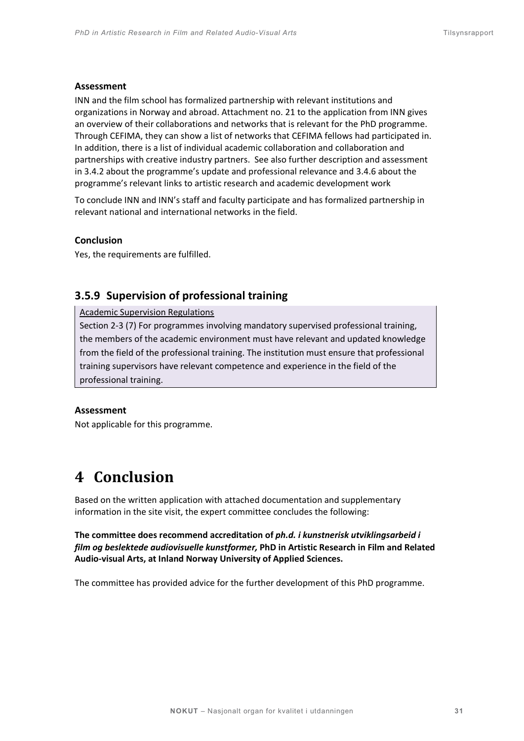**Assessment**

INN and the film school has formalized partnership with relevant institutions and organizations in Norway and abroad. Attachment no. 21 to the application from INN gives an overview of their collaborations and networks that is relevant for the PhD programme. Through CEFIMA, they can show a list of networks that CEFIMA fellows had participated in. In addition, there is a list of individual academic collaboration and collaboration and partnerships with creative industry partners. See also further description and assessment in 3.4.2 about the programme's update and professional relevance and 3.4.6 about the programme's relevant links to artistic research and academic development work

To conclude INN and INN's staff and faculty participate and has formalized partnership in relevant national and international networks in the field.

**Conclusion**

Yes, the requirements are fulfilled.

### 3.5.9 Supervision of professional training

> Academic Supervision Regulations
>
> Section 2-3 (7) For programmes involving mandatory supervised professional training, the members of the academic environment must have relevant and updated knowledge from the field of the professional training. The institution must ensure that professional training supervisors have relevant competence and experience in the field of the professional training.

**Assessment**

Not applicable for this programme.

# 4 Conclusion

Based on the written application with attached documentation and supplementary information in the site visit, the expert committee concludes the following:

**The committee does recommend accreditation of *ph.d. i kunstnerisk utviklingsarbeid i film og beslektede audiovisuelle kunstformer,* PhD in Artistic Research in Film and Related Audio-visual Arts, at Inland Norway University of Applied Sciences.**

The committee has provided advice for the further development of this PhD programme.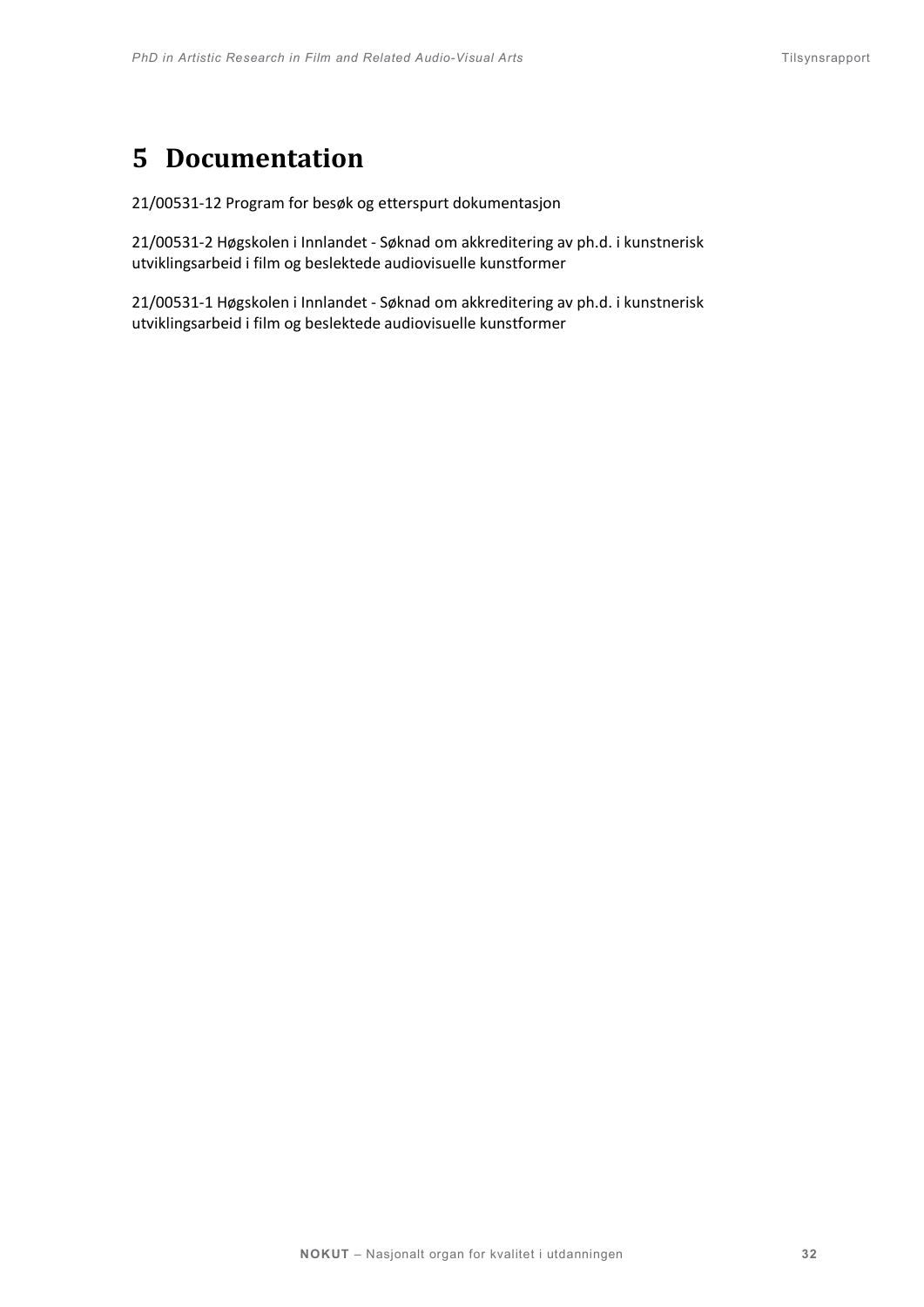# 5 Documentation

21/00531-12 Program for besøk og etterspurt dokumentasjon

21/00531-2 Høgskolen i Innlandet - Søknad om akkreditering av ph.d. i kunstnerisk utviklingsarbeid i film og beslektede audiovisuelle kunstformer

21/00531-1 Høgskolen i Innlandet - Søknad om akkreditering av ph.d. i kunstnerisk utviklingsarbeid i film og beslektede audiovisuelle kunstformer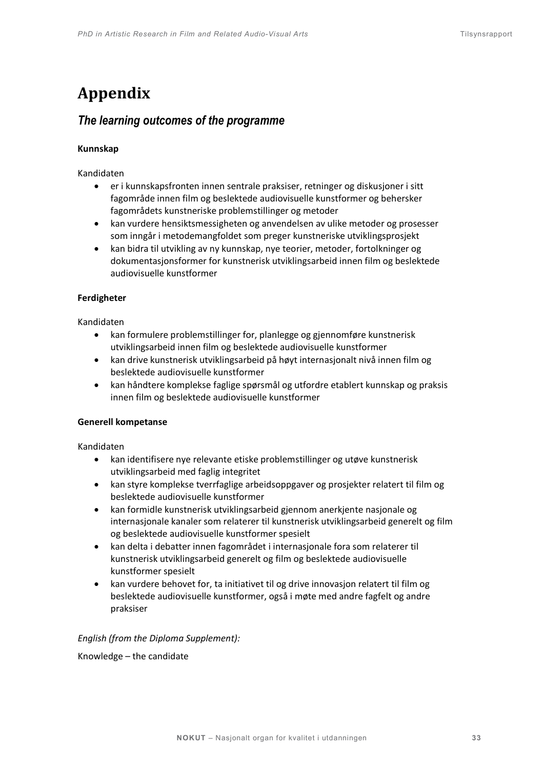# Appendix

## *The learning outcomes of the programme*

**Kunnskap**

Kandidaten

- er i kunnskapsfronten innen sentrale praksiser, retninger og diskusjoner i sitt fagområde innen film og beslektede audiovisuelle kunstformer og behersker fagområdets kunstneriske problemstillinger og metoder
- kan vurdere hensiktsmessigheten og anvendelsen av ulike metoder og prosesser som inngår i metodemangfoldet som preger kunstneriske utviklingsprosjekt
- kan bidra til utvikling av ny kunnskap, nye teorier, metoder, fortolkninger og dokumentasjonsformer for kunstnerisk utviklingsarbeid innen film og beslektede audiovisuelle kunstformer

**Ferdigheter**

Kandidaten

- kan formulere problemstillinger for, planlegge og gjennomføre kunstnerisk utviklingsarbeid innen film og beslektede audiovisuelle kunstformer
- kan drive kunstnerisk utviklingsarbeid på høyt internasjonalt nivå innen film og beslektede audiovisuelle kunstformer
- kan håndtere komplekse faglige spørsmål og utfordre etablert kunnskap og praksis innen film og beslektede audiovisuelle kunstformer

**Generell kompetanse**

Kandidaten

- kan identifisere nye relevante etiske problemstillinger og utøve kunstnerisk utviklingsarbeid med faglig integritet
- kan styre komplekse tverrfaglige arbeidsoppgaver og prosjekter relatert til film og beslektede audiovisuelle kunstformer
- kan formidle kunstnerisk utviklingsarbeid gjennom anerkjente nasjonale og internasjonale kanaler som relaterer til kunstnerisk utviklingsarbeid generelt og film og beslektede audiovisuelle kunstformer spesielt
- kan delta i debatter innen fagområdet i internasjonale fora som relaterer til kunstnerisk utviklingsarbeid generelt og film og beslektede audiovisuelle kunstformer spesielt
- kan vurdere behovet for, ta initiativet til og drive innovasjon relatert til film og beslektede audiovisuelle kunstformer, også i møte med andre fagfelt og andre praksiser

*English (from the Diploma Supplement):*

Knowledge – the candidate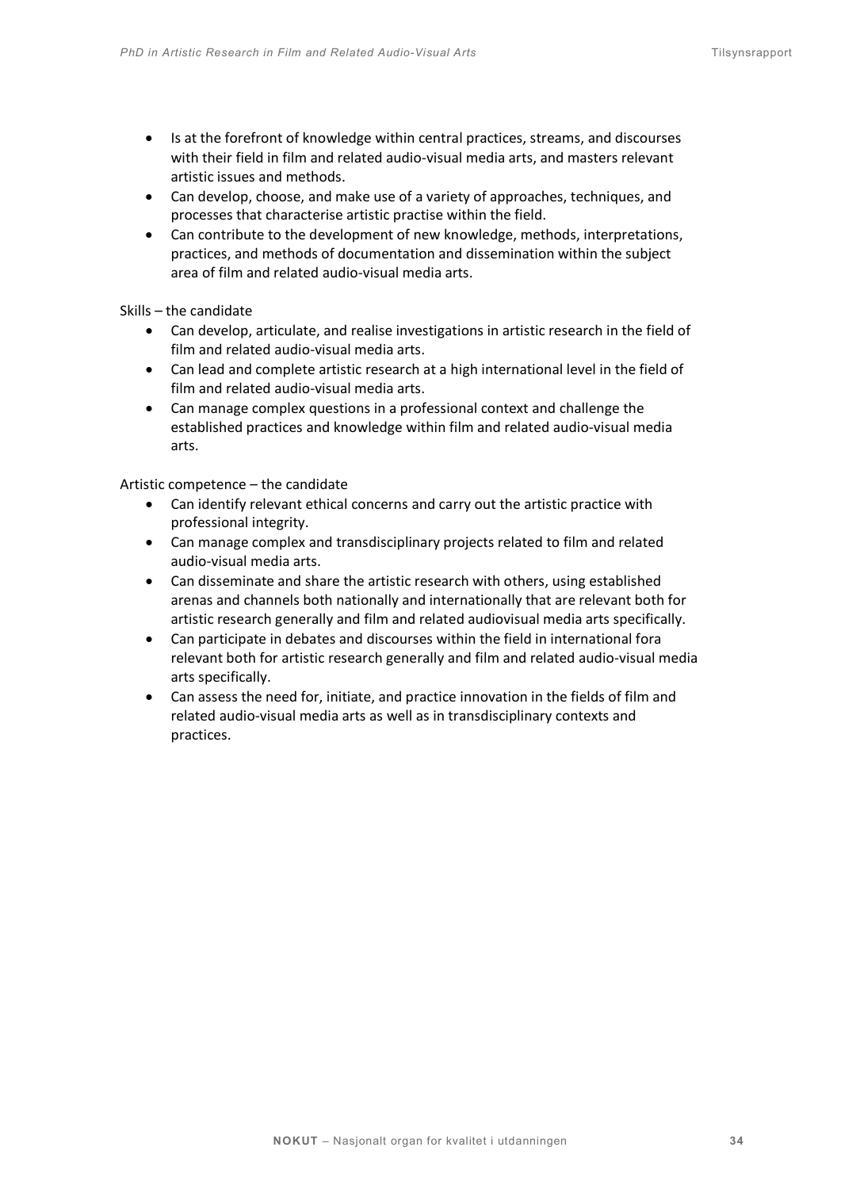- Is at the forefront of knowledge within central practices, streams, and discourses with their field in film and related audio-visual media arts, and masters relevant artistic issues and methods.
- Can develop, choose, and make use of a variety of approaches, techniques, and processes that characterise artistic practise within the field.
- Can contribute to the development of new knowledge, methods, interpretations, practices, and methods of documentation and dissemination within the subject area of film and related audio-visual media arts.

Skills – the candidate

- Can develop, articulate, and realise investigations in artistic research in the field of film and related audio-visual media arts.
- Can lead and complete artistic research at a high international level in the field of film and related audio-visual media arts.
- Can manage complex questions in a professional context and challenge the established practices and knowledge within film and related audio-visual media arts.

Artistic competence – the candidate

- Can identify relevant ethical concerns and carry out the artistic practice with professional integrity.
- Can manage complex and transdisciplinary projects related to film and related audio-visual media arts.
- Can disseminate and share the artistic research with others, using established arenas and channels both nationally and internationally that are relevant both for artistic research generally and film and related audiovisual media arts specifically.
- Can participate in debates and discourses within the field in international fora relevant both for artistic research generally and film and related audio-visual media arts specifically.
- Can assess the need for, initiate, and practice innovation in the fields of film and related audio-visual media arts as well as in transdisciplinary contexts and practices.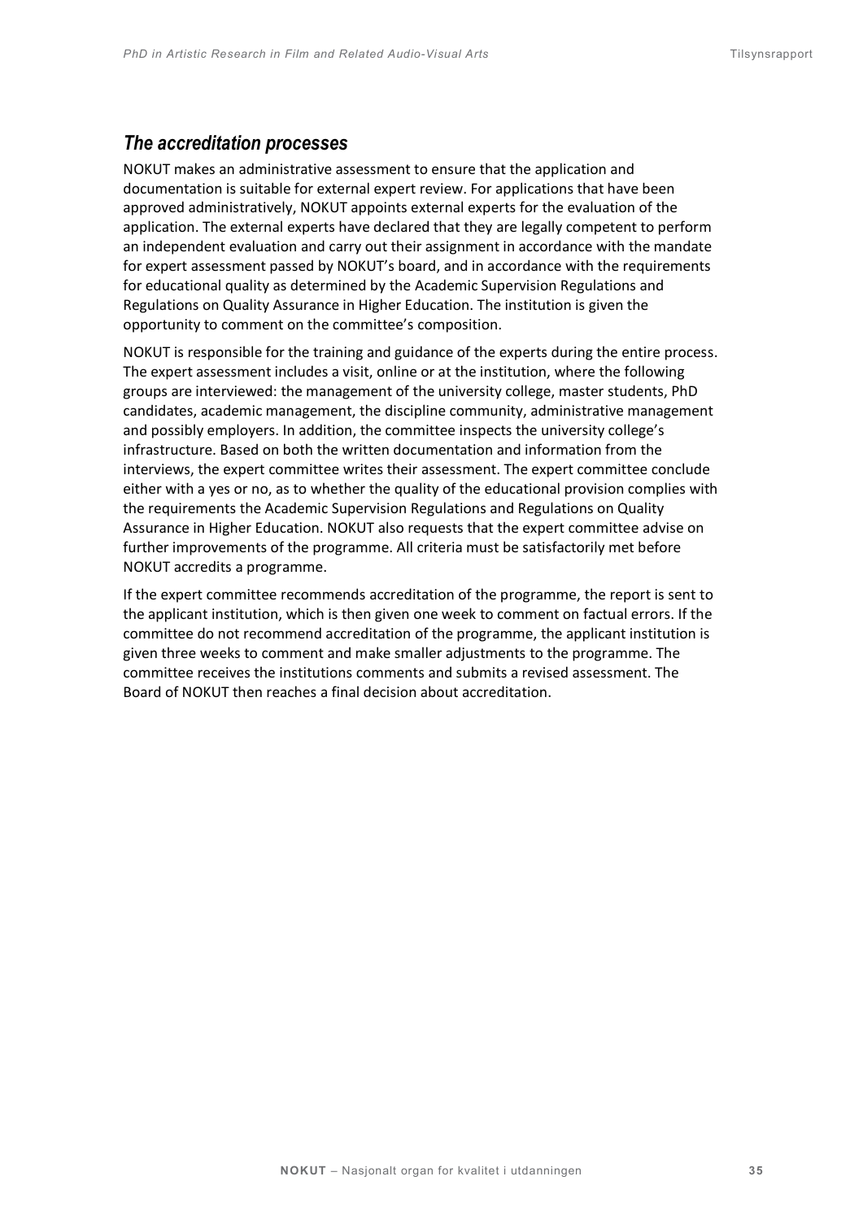## *The accreditation processes*

NOKUT makes an administrative assessment to ensure that the application and documentation is suitable for external expert review. For applications that have been approved administratively, NOKUT appoints external experts for the evaluation of the application. The external experts have declared that they are legally competent to perform an independent evaluation and carry out their assignment in accordance with the mandate for expert assessment passed by NOKUT's board, and in accordance with the requirements for educational quality as determined by the Academic Supervision Regulations and Regulations on Quality Assurance in Higher Education. The institution is given the opportunity to comment on the committee's composition.

NOKUT is responsible for the training and guidance of the experts during the entire process. The expert assessment includes a visit, online or at the institution, where the following groups are interviewed: the management of the university college, master students, PhD candidates, academic management, the discipline community, administrative management and possibly employers. In addition, the committee inspects the university college's infrastructure. Based on both the written documentation and information from the interviews, the expert committee writes their assessment. The expert committee conclude either with a yes or no, as to whether the quality of the educational provision complies with the requirements the Academic Supervision Regulations and Regulations on Quality Assurance in Higher Education. NOKUT also requests that the expert committee advise on further improvements of the programme. All criteria must be satisfactorily met before NOKUT accredits a programme.

If the expert committee recommends accreditation of the programme, the report is sent to the applicant institution, which is then given one week to comment on factual errors. If the committee do not recommend accreditation of the programme, the applicant institution is given three weeks to comment and make smaller adjustments to the programme. The committee receives the institutions comments and submits a revised assessment. The Board of NOKUT then reaches a final decision about accreditation.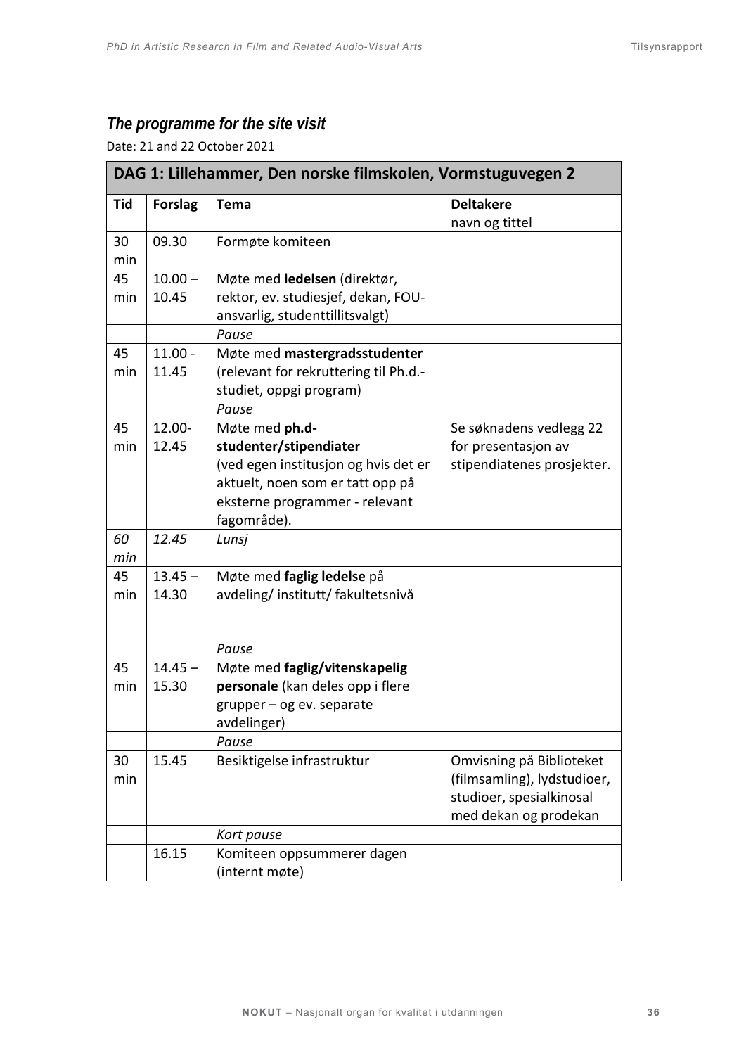## *The programme for the site visit*

Date: 21 and 22 October 2021

| **DAG 1: Lillehammer, Den norske filmskolen, Vormstuguvegen 2** | | | |
|---|---|---|---|
| **Tid** | **Forslag** | **Tema** | **Deltakere** navn og tittel |
| 30 min | 09.30 | Formøte komiteen | |
| 45 min | 10.00 – 10.45 | Møte med **ledelsen** (direktør, rektor, ev. studiesjef, dekan, FOU-ansvarlig, studenttillitsvalgt) | |
| | | *Pause* | |
| 45 min | 11.00 - 11.45 | Møte med **mastergradsstudenter** (relevant for rekruttering til Ph.d.-studiet, oppgi program) | |
| | | *Pause* | |
| 45 min | 12.00- 12.45 | Møte med **ph.d-studenter/stipendiater** (ved egen institusjon og hvis det er aktuelt, noen som er tatt opp på eksterne programmer - relevant fagområde). | Se søknadens vedlegg 22 for presentasjon av stipendiatenes prosjekter. |
| *60 min* | *12.45* | *Lunsj* | |
| 45 min | 13.45 – 14.30 | Møte med **faglig ledelse** på avdeling/ institutt/ fakultetsnivå | |
| | | *Pause* | |
| 45 min | 14.45 – 15.30 | Møte med **faglig/vitenskapelig personale** (kan deles opp i flere grupper – og ev. separate avdelinger) | |
| | | *Pause* | |
| 30 min | 15.45 | Besiktigelse infrastruktur | Omvisning på Biblioteket (filmsamling), lydstudioer, studioer, spesialkinosal med dekan og prodekan |
| | | *Kort pause* | |
| | 16.15 | Komiteen oppsummerer dagen (internt møte) | |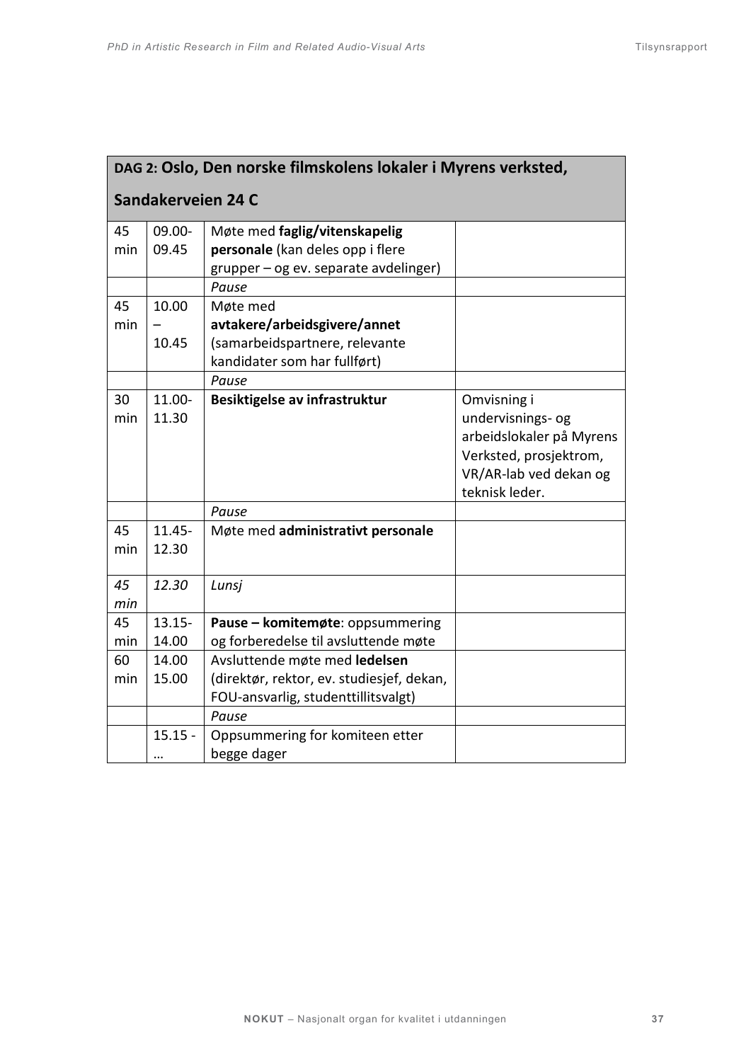| **DAG 2: Oslo, Den norske filmskolens lokaler i Myrens verksted, Sandakerveien 24 C** | | | |
|---|---|---|---|
| 45 min | 09.00-09.45 | Møte med **faglig/vitenskapelig personale** (kan deles opp i flere grupper – og ev. separate avdelinger) | |
| | | *Pause* | |
| 45 min | 10.00 – 10.45 | Møte med **avtakere/arbeidsgivere/annet** (samarbeidspartnere, relevante kandidater som har fullført) | |
| | | *Pause* | |
| 30 min | 11.00-11.30 | **Besiktigelse av infrastruktur** | Omvisning i undervisnings- og arbeidslokaler på Myrens Verksted, prosjektrom, VR/AR-lab ved dekan og teknisk leder. |
| | | *Pause* | |
| 45 min | 11.45-12.30 | Møte med **administrativt personale** | |
| *45 min* | *12.30* | *Lunsj* | |
| 45 min | 13.15-14.00 | **Pause – komitemøte**: oppsummering og forberedelse til avsluttende møte | |
| 60 min | 14.00 15.00 | Avsluttende møte med **ledelsen** (direktør, rektor, ev. studiesjef, dekan, FOU-ansvarlig, studenttillitsvalgt) | |
| | | *Pause* | |
| | 15.15 - … | Oppsummering for komiteen etter begge dager | |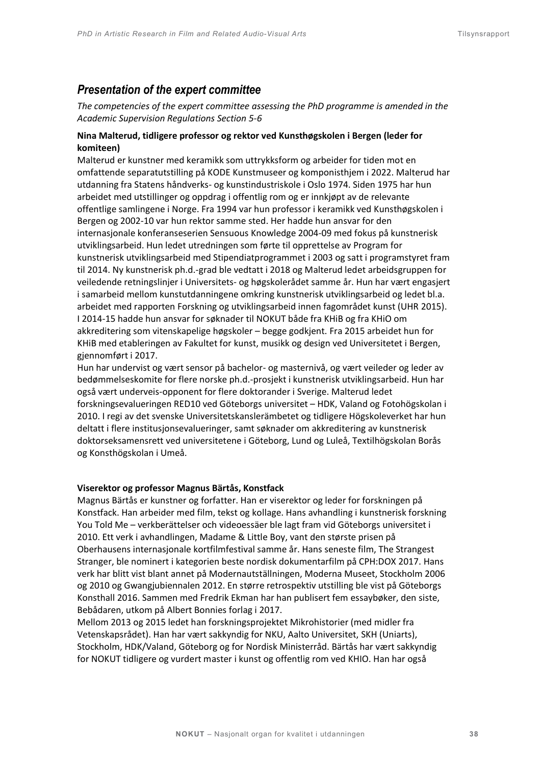## *Presentation of the expert committee*

*The competencies of the expert committee assessing the PhD programme is amended in the Academic Supervision Regulations Section 5-6*

**Nina Malterud, tidligere professor og rektor ved Kunsthøgskolen i Bergen (leder for komiteen)**

Malterud er kunstner med keramikk som uttrykksform og arbeider for tiden mot en omfattende separatutstilling på KODE Kunstmuseer og komponisthjem i 2022. Malterud har utdanning fra Statens håndverks- og kunstindustriskole i Oslo 1974. Siden 1975 har hun arbeidet med utstillinger og oppdrag i offentlig rom og er innkjøpt av de relevante offentlige samlingene i Norge. Fra 1994 var hun professor i keramikk ved Kunsthøgskolen i Bergen og 2002-10 var hun rektor samme sted. Her hadde hun ansvar for den internasjonale konferanseserien Sensuous Knowledge 2004-09 med fokus på kunstnerisk utviklingsarbeid. Hun ledet utredningen som førte til opprettelse av Program for kunstnerisk utviklingsarbeid med Stipendiatprogrammet i 2003 og satt i programstyret fram til 2014. Ny kunstnerisk ph.d.-grad ble vedtatt i 2018 og Malterud ledet arbeidsgruppen for veiledende retningslinjer i Universitets- og høgskolerådet samme år. Hun har vært engasjert i samarbeid mellom kunstutdanningene omkring kunstnerisk utviklingsarbeid og ledet bl.a. arbeidet med rapporten Forskning og utviklingsarbeid innen fagområdet kunst (UHR 2015). I 2014-15 hadde hun ansvar for søknader til NOKUT både fra KHiB og fra KHiO om akkreditering som vitenskapelige høgskoler – begge godkjent. Fra 2015 arbeidet hun for KHiB med etableringen av Fakultet for kunst, musikk og design ved Universitetet i Bergen, gjennomført i 2017.

Hun har undervist og vært sensor på bachelor- og masternivå, og vært veileder og leder av bedømmelseskomite for flere norske ph.d.-prosjekt i kunstnerisk utviklingsarbeid. Hun har også vært underveis-opponent for flere doktorander i Sverige. Malterud ledet forskningsevalueringen RED10 ved Göteborgs universitet – HDK, Valand og Fotohögskolan i 2010. I regi av det svenske Universitetskanslerämbetet og tidligere Högskoleverket har hun deltatt i flere institusjonsevalueringer, samt søknader om akkreditering av kunstnerisk doktorseksamensrett ved universitetene i Göteborg, Lund og Luleå, Textilhögskolan Borås og Konsthögskolan i Umeå.

**Viserektor og professor Magnus Bärtås, Konstfack**

Magnus Bärtås er kunstner og forfatter. Han er viserektor og leder for forskningen på Konstfack. Han arbeider med film, tekst og kollage. Hans avhandling i kunstnerisk forskning You Told Me – verkberättelser och videoessäer ble lagt fram vid Göteborgs universitet i 2010. Ett verk i avhandlingen, Madame & Little Boy, vant den største prisen på Oberhausens internasjonale kortfilmfestival samme år. Hans seneste film, The Strangest Stranger, ble nominert i kategorien beste nordisk dokumentarfilm på CPH:DOX 2017. Hans verk har blitt vist blant annet på Modernautställningen, Moderna Museet, Stockholm 2006 og 2010 og Gwangjubiennalen 2012. En større retrospektiv utstilling ble vist på Göteborgs Konsthall 2016. Sammen med Fredrik Ekman har han publisert fem essaybøker, den siste, Bebådaren, utkom på Albert Bonnies forlag i 2017.

Mellom 2013 og 2015 ledet han forskningsprojektet Mikrohistorier (med midler fra Vetenskapsrådet). Han har vært sakkyndig for NKU, Aalto Universitet, SKH (Uniarts), Stockholm, HDK/Valand, Göteborg og for Nordisk Ministerråd. Bärtås har vært sakkyndig for NOKUT tidligere og vurdert master i kunst og offentlig rom ved KHIO. Han har også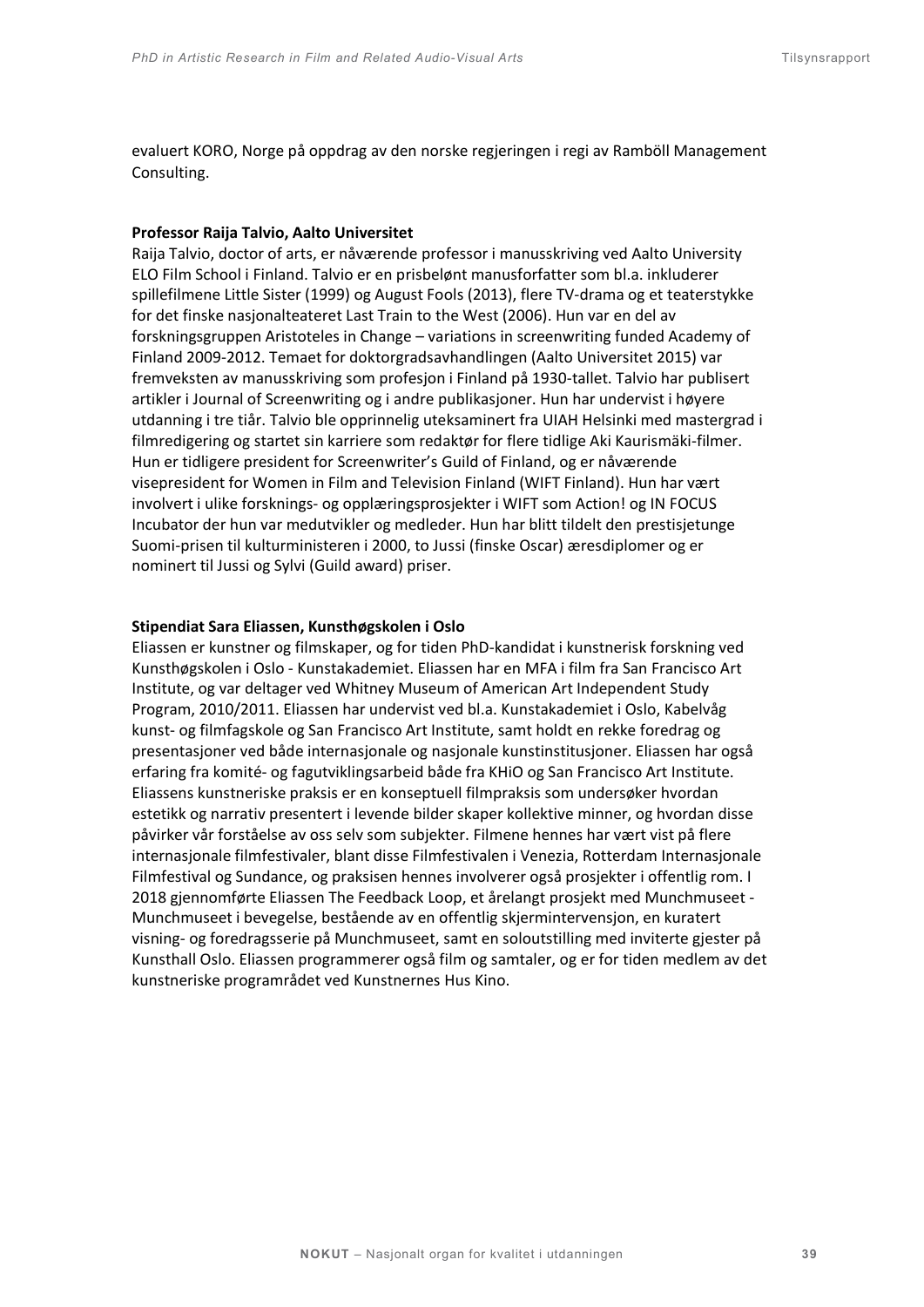evaluert KORO, Norge på oppdrag av den norske regjeringen i regi av Ramböll Management Consulting.

**Professor Raija Talvio, Aalto Universitet**
Raija Talvio, doctor of arts, er nåværende professor i manusskriving ved Aalto University ELO Film School i Finland. Talvio er en prisbelønt manusforfatter som bl.a. inkluderer spillefilmene Little Sister (1999) og August Fools (2013), flere TV-drama og et teaterstykke for det finske nasjonalteateret Last Train to the West (2006). Hun var en del av forskningsgruppen Aristoteles in Change – variations in screenwriting funded Academy of Finland 2009-2012. Temaet for doktorgradsavhandlingen (Aalto Universitet 2015) var fremveksten av manusskriving som profesjon i Finland på 1930-tallet. Talvio har publisert artikler i Journal of Screenwriting og i andre publikasjoner. Hun har undervist i høyere utdanning i tre tiår. Talvio ble opprinnelig uteksaminert fra UIAH Helsinki med mastergrad i filmredigering og startet sin karriere som redaktør for flere tidlige Aki Kaurismäki-filmer. Hun er tidligere president for Screenwriter's Guild of Finland, og er nåværende visepresident for Women in Film and Television Finland (WIFT Finland). Hun har vært involvert i ulike forsknings- og opplæringsprosjekter i WIFT som Action! og IN FOCUS Incubator der hun var medutvikler og medleder. Hun har blitt tildelt den prestisjetunge Suomi-prisen til kulturministeren i 2000, to Jussi (finske Oscar) æresdiplomer og er nominert til Jussi og Sylvi (Guild award) priser.

**Stipendiat Sara Eliassen, Kunsthøgskolen i Oslo**
Eliassen er kunstner og filmskaper, og for tiden PhD-kandidat i kunstnerisk forskning ved Kunsthøgskolen i Oslo - Kunstakademiet. Eliassen har en MFA i film fra San Francisco Art Institute, og var deltager ved Whitney Museum of American Art Independent Study Program, 2010/2011. Eliassen har undervist ved bl.a. Kunstakademiet i Oslo, Kabelvåg kunst- og filmfagskole og San Francisco Art Institute, samt holdt en rekke foredrag og presentasjoner ved både internasjonale og nasjonale kunstinstitusjoner. Eliassen har også erfaring fra komité- og fagutviklingsarbeid både fra KHiO og San Francisco Art Institute. Eliassens kunstneriske praksis er en konseptuell filmpraksis som undersøker hvordan estetikk og narrativ presentert i levende bilder skaper kollektive minner, og hvordan disse påvirker vår forståelse av oss selv som subjekter. Filmene hennes har vært vist på flere internasjonale filmfestivaler, blant disse Filmfestivalen i Venezia, Rotterdam Internasjonale Filmfestival og Sundance, og praksisen hennes involverer også prosjekter i offentlig rom. I 2018 gjennomførte Eliassen The Feedback Loop, et årelangt prosjekt med Munchmuseet - Munchmuseet i bevegelse, bestående av en offentlig skjermintervensjon, en kuratert visning- og foredragsserie på Munchmuseet, samt en soloutstilling med inviterte gjester på Kunsthall Oslo. Eliassen programmerer også film og samtaler, og er for tiden medlem av det kunstneriske programrådet ved Kunstnernes Hus Kino.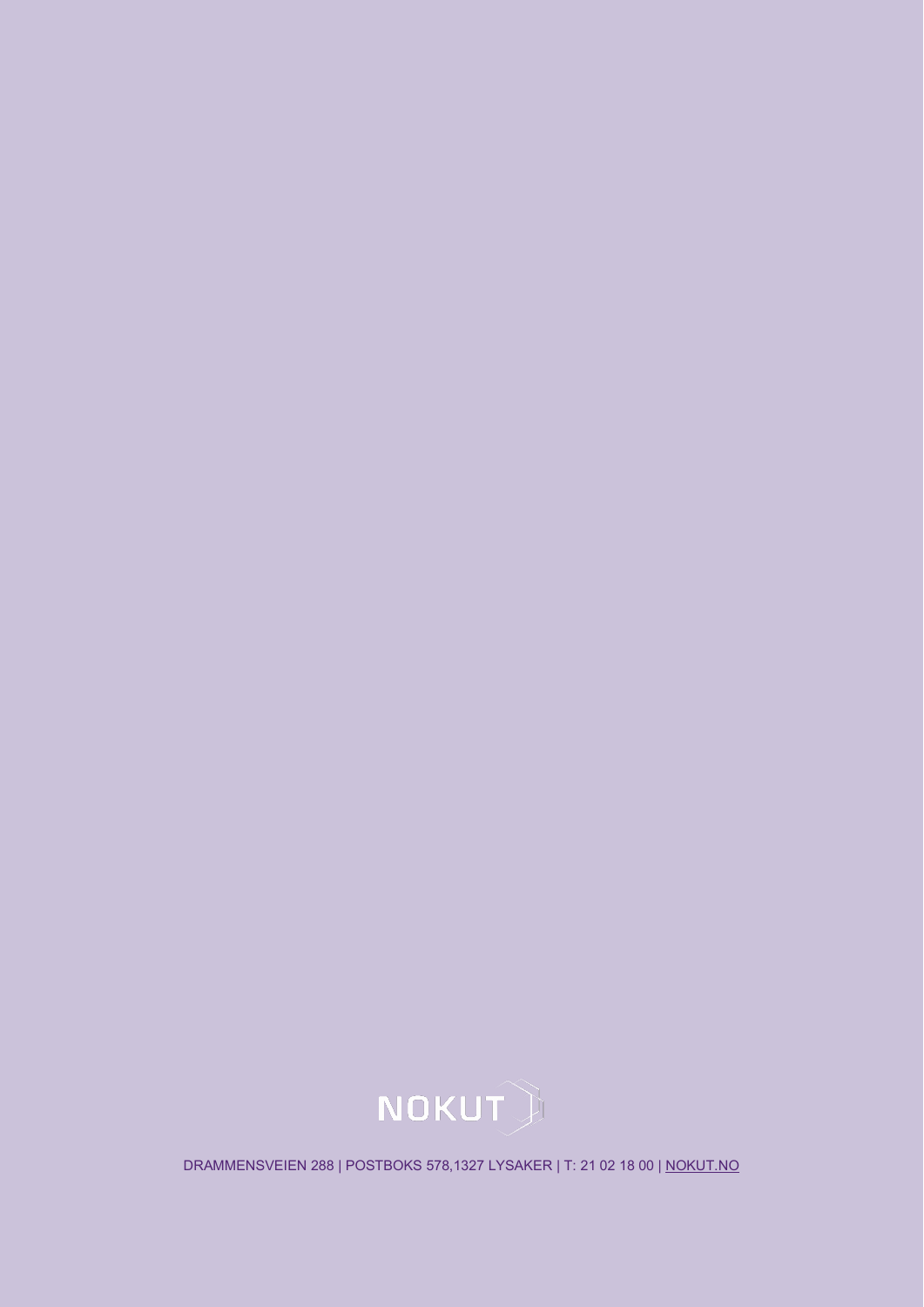NOKUT

DRAMMENSVEIEN 288 | POSTBOKS 578,1327 LYSAKER | T: 21 02 18 00 | NOKUT.NO